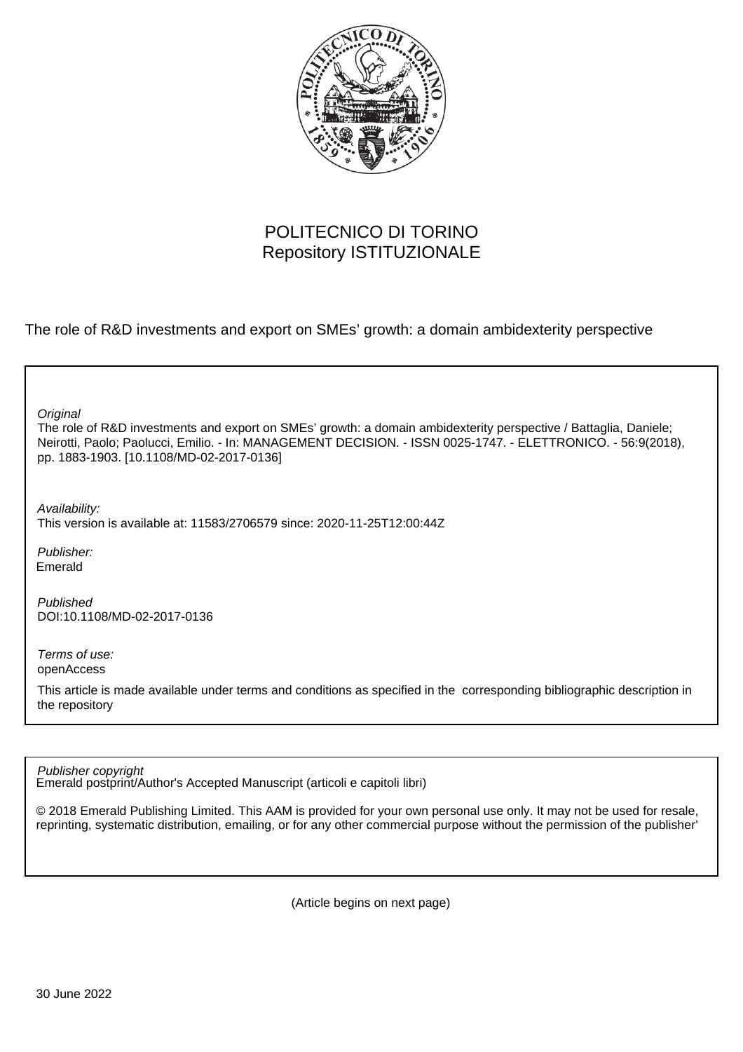POLITECNICO DI TORINO
Repository ISTITUZIONALE

The role of R&D investments and export on SMEs' growth: a domain ambidexterity perspective

*Original*
The role of R&D investments and export on SMEs' growth: a domain ambidexterity perspective / Battaglia, Daniele; Neirotti, Paolo; Paolucci, Emilio. - In: MANAGEMENT DECISION. - ISSN 0025-1747. - ELETTRONICO. - 56:9(2018), pp. 1883-1903. [10.1108/MD-02-2017-0136]

*Availability:*
This version is available at: 11583/2706579 since: 2020-11-25T12:00:44Z

*Publisher:*
Emerald

*Published*
DOI:10.1108/MD-02-2017-0136

*Terms of use:*
openAccess

This article is made available under terms and conditions as specified in the corresponding bibliographic description in the repository

*Publisher copyright*
Emerald postprint/Author's Accepted Manuscript (articoli e capitoli libri)

© 2018 Emerald Publishing Limited. This AAM is provided for your own personal use only. It may not be used for resale, reprinting, systematic distribution, emailing, or for any other commercial purpose without the permission of the publisher'

(Article begins on next page)

30 June 2022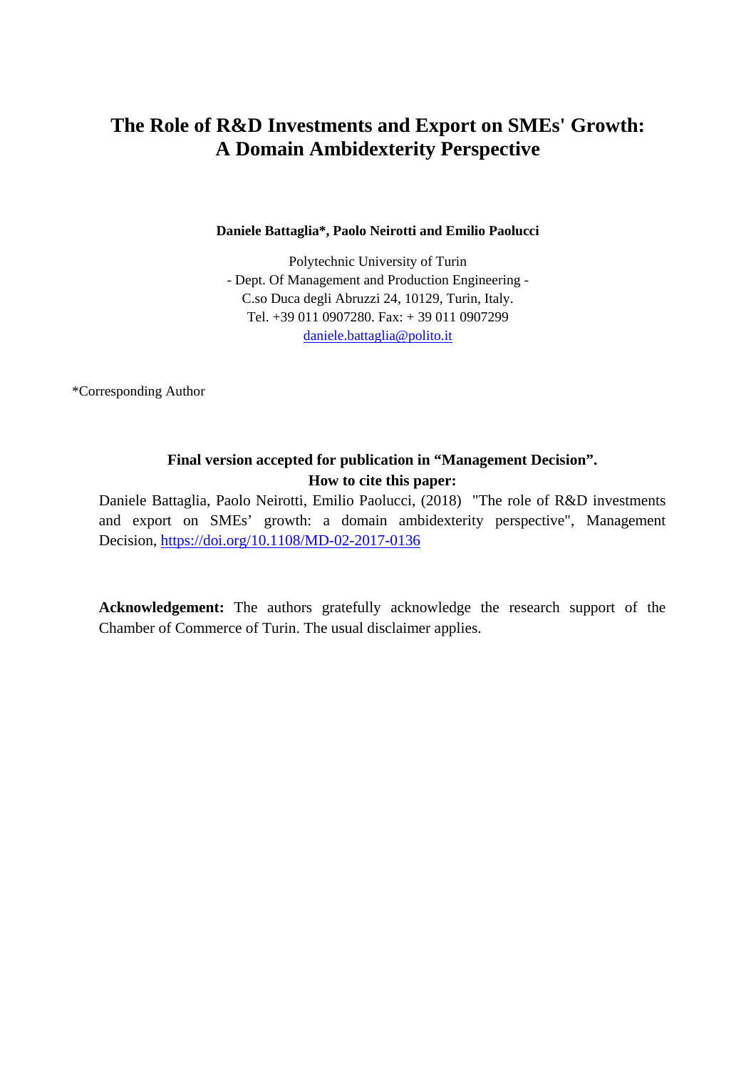# The Role of R&D Investments and Export on SMEs' Growth: A Domain Ambidexterity Perspective

**Daniele Battaglia*, Paolo Neirotti and Emilio Paolucci**

Polytechnic University of Turin
- Dept. Of Management and Production Engineering -
C.so Duca degli Abruzzi 24, 10129, Turin, Italy.
Tel. +39 011 0907280. Fax: + 39 011 0907299
daniele.battaglia@polito.it

*Corresponding Author

**Final version accepted for publication in "Management Decision".**
**How to cite this paper:**

Daniele Battaglia, Paolo Neirotti, Emilio Paolucci, (2018) "The role of R&D investments and export on SMEs' growth: a domain ambidexterity perspective", Management Decision, https://doi.org/10.1108/MD-02-2017-0136

**Acknowledgement:** The authors gratefully acknowledge the research support of the Chamber of Commerce of Turin. The usual disclaimer applies.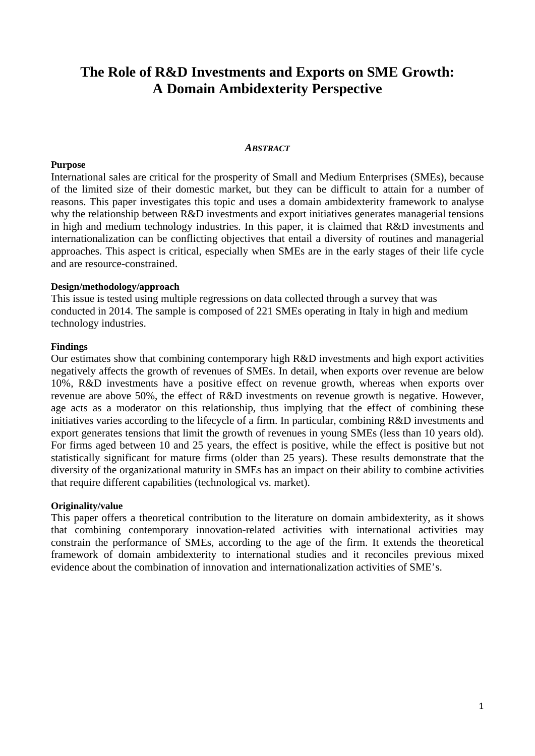# The Role of R&D Investments and Exports on SME Growth: A Domain Ambidexterity Perspective

## *ABSTRACT*

**Purpose**

International sales are critical for the prosperity of Small and Medium Enterprises (SMEs), because of the limited size of their domestic market, but they can be difficult to attain for a number of reasons. This paper investigates this topic and uses a domain ambidexterity framework to analyse why the relationship between R&D investments and export initiatives generates managerial tensions in high and medium technology industries. In this paper, it is claimed that R&D investments and internationalization can be conflicting objectives that entail a diversity of routines and managerial approaches. This aspect is critical, especially when SMEs are in the early stages of their life cycle and are resource-constrained.

**Design/methodology/approach**

This issue is tested using multiple regressions on data collected through a survey that was conducted in 2014. The sample is composed of 221 SMEs operating in Italy in high and medium technology industries.

**Findings**

Our estimates show that combining contemporary high R&D investments and high export activities negatively affects the growth of revenues of SMEs. In detail, when exports over revenue are below 10%, R&D investments have a positive effect on revenue growth, whereas when exports over revenue are above 50%, the effect of R&D investments on revenue growth is negative. However, age acts as a moderator on this relationship, thus implying that the effect of combining these initiatives varies according to the lifecycle of a firm. In particular, combining R&D investments and export generates tensions that limit the growth of revenues in young SMEs (less than 10 years old). For firms aged between 10 and 25 years, the effect is positive, while the effect is positive but not statistically significant for mature firms (older than 25 years). These results demonstrate that the diversity of the organizational maturity in SMEs has an impact on their ability to combine activities that require different capabilities (technological vs. market).

**Originality/value**

This paper offers a theoretical contribution to the literature on domain ambidexterity, as it shows that combining contemporary innovation-related activities with international activities may constrain the performance of SMEs, according to the age of the firm. It extends the theoretical framework of domain ambidexterity to international studies and it reconciles previous mixed evidence about the combination of innovation and internationalization activities of SME's.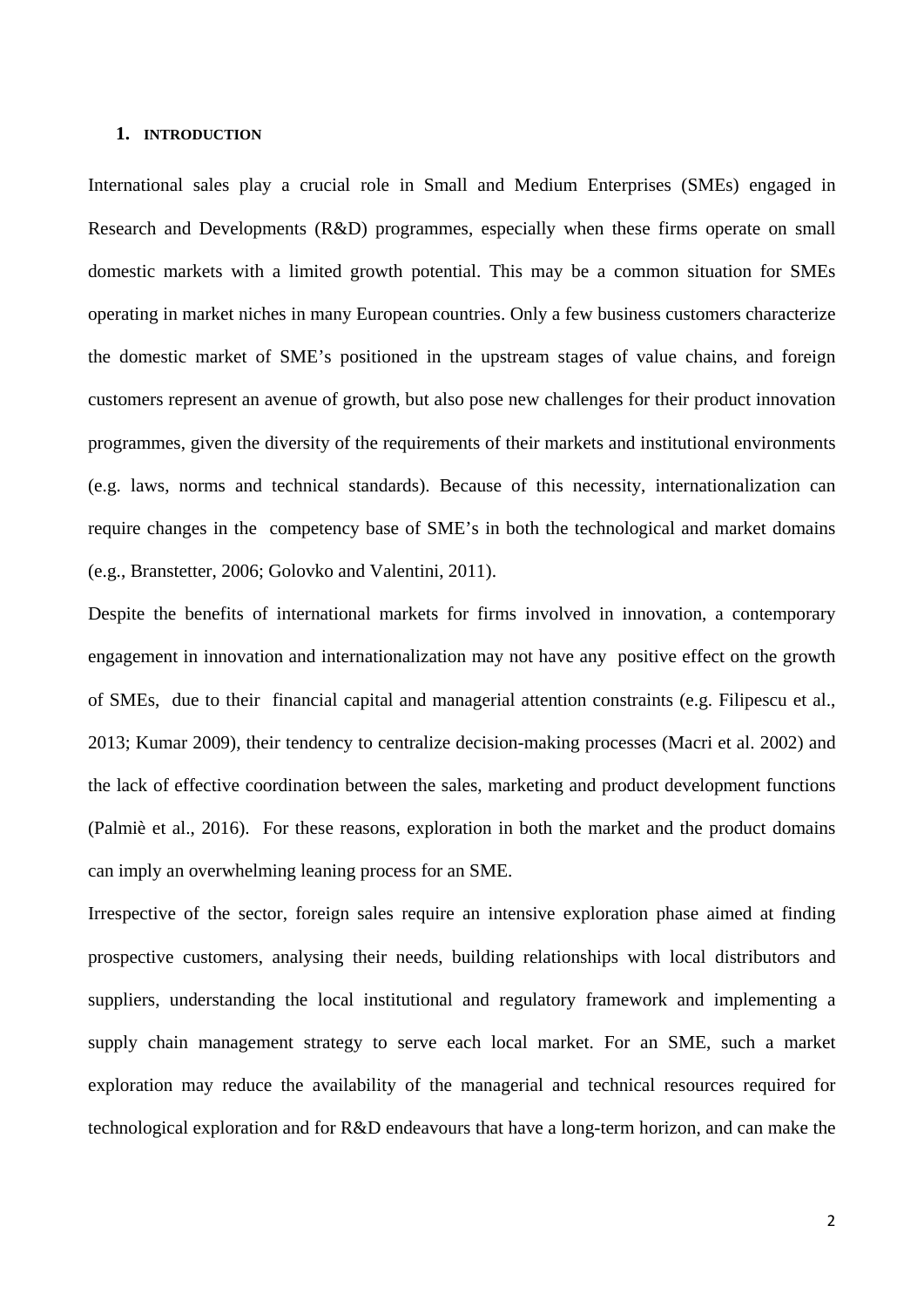# 1. INTRODUCTION

International sales play a crucial role in Small and Medium Enterprises (SMEs) engaged in Research and Developments (R&D) programmes, especially when these firms operate on small domestic markets with a limited growth potential. This may be a common situation for SMEs operating in market niches in many European countries. Only a few business customers characterize the domestic market of SME's positioned in the upstream stages of value chains, and foreign customers represent an avenue of growth, but also pose new challenges for their product innovation programmes, given the diversity of the requirements of their markets and institutional environments (e.g. laws, norms and technical standards). Because of this necessity, internationalization can require changes in the competency base of SME's in both the technological and market domains (e.g., Branstetter, 2006; Golovko and Valentini, 2011).

Despite the benefits of international markets for firms involved in innovation, a contemporary engagement in innovation and internationalization may not have any positive effect on the growth of SMEs, due to their financial capital and managerial attention constraints (e.g. Filipescu et al., 2013; Kumar 2009), their tendency to centralize decision-making processes (Macri et al. 2002) and the lack of effective coordination between the sales, marketing and product development functions (Palmiè et al., 2016). For these reasons, exploration in both the market and the product domains can imply an overwhelming leaning process for an SME.

Irrespective of the sector, foreign sales require an intensive exploration phase aimed at finding prospective customers, analysing their needs, building relationships with local distributors and suppliers, understanding the local institutional and regulatory framework and implementing a supply chain management strategy to serve each local market. For an SME, such a market exploration may reduce the availability of the managerial and technical resources required for technological exploration and for R&D endeavours that have a long-term horizon, and can make the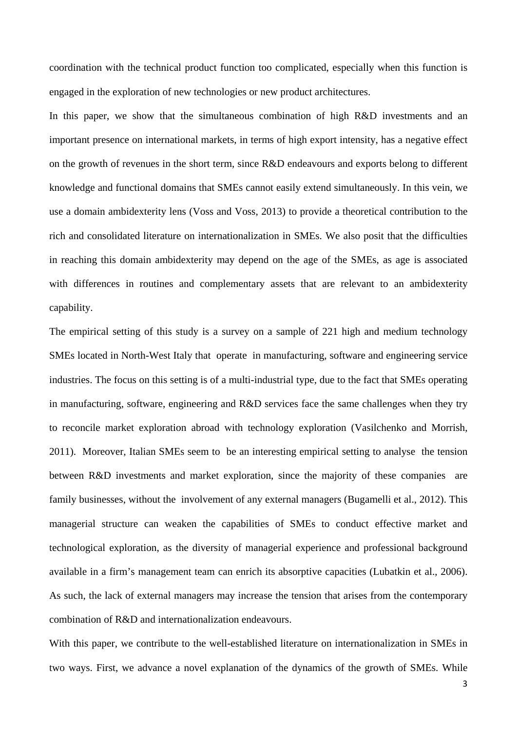coordination with the technical product function too complicated, especially when this function is engaged in the exploration of new technologies or new product architectures.

In this paper, we show that the simultaneous combination of high R&D investments and an important presence on international markets, in terms of high export intensity, has a negative effect on the growth of revenues in the short term, since R&D endeavours and exports belong to different knowledge and functional domains that SMEs cannot easily extend simultaneously. In this vein, we use a domain ambidexterity lens (Voss and Voss, 2013) to provide a theoretical contribution to the rich and consolidated literature on internationalization in SMEs. We also posit that the difficulties in reaching this domain ambidexterity may depend on the age of the SMEs, as age is associated with differences in routines and complementary assets that are relevant to an ambidexterity capability.

The empirical setting of this study is a survey on a sample of 221 high and medium technology SMEs located in North-West Italy that operate in manufacturing, software and engineering service industries. The focus on this setting is of a multi-industrial type, due to the fact that SMEs operating in manufacturing, software, engineering and R&D services face the same challenges when they try to reconcile market exploration abroad with technology exploration (Vasilchenko and Morrish, 2011). Moreover, Italian SMEs seem to be an interesting empirical setting to analyse the tension between R&D investments and market exploration, since the majority of these companies are family businesses, without the involvement of any external managers (Bugamelli et al., 2012). This managerial structure can weaken the capabilities of SMEs to conduct effective market and technological exploration, as the diversity of managerial experience and professional background available in a firm's management team can enrich its absorptive capacities (Lubatkin et al., 2006). As such, the lack of external managers may increase the tension that arises from the contemporary combination of R&D and internationalization endeavours.

With this paper, we contribute to the well-established literature on internationalization in SMEs in two ways. First, we advance a novel explanation of the dynamics of the growth of SMEs. While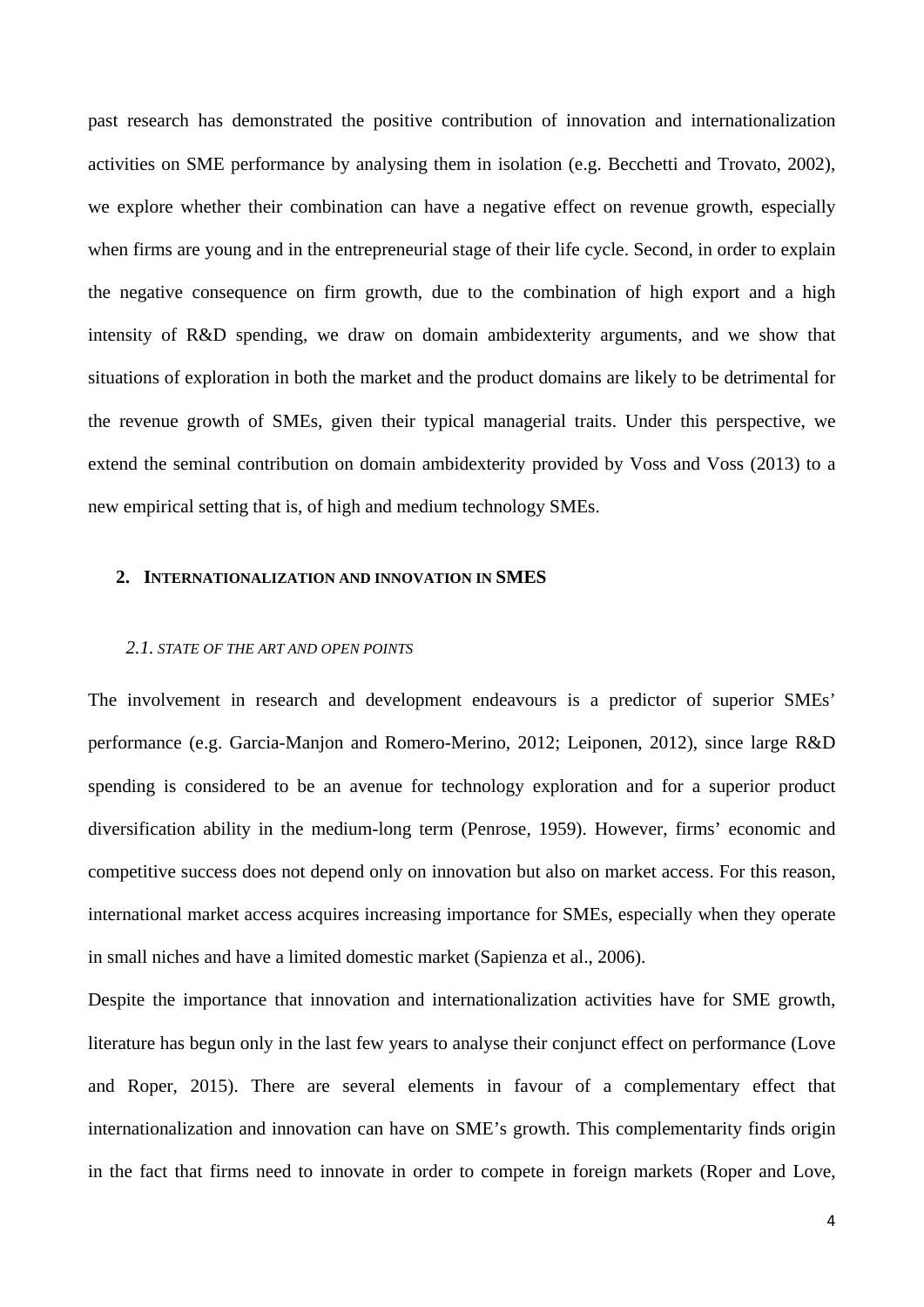past research has demonstrated the positive contribution of innovation and internationalization activities on SME performance by analysing them in isolation (e.g. Becchetti and Trovato, 2002), we explore whether their combination can have a negative effect on revenue growth, especially when firms are young and in the entrepreneurial stage of their life cycle. Second, in order to explain the negative consequence on firm growth, due to the combination of high export and a high intensity of R&D spending, we draw on domain ambidexterity arguments, and we show that situations of exploration in both the market and the product domains are likely to be detrimental for the revenue growth of SMEs, given their typical managerial traits. Under this perspective, we extend the seminal contribution on domain ambidexterity provided by Voss and Voss (2013) to a new empirical setting that is, of high and medium technology SMEs.

## 2. INTERNATIONALIZATION AND INNOVATION IN SMES

### 2.1. STATE OF THE ART AND OPEN POINTS

The involvement in research and development endeavours is a predictor of superior SMEs' performance (e.g. Garcia-Manjon and Romero-Merino, 2012; Leiponen, 2012), since large R&D spending is considered to be an avenue for technology exploration and for a superior product diversification ability in the medium-long term (Penrose, 1959). However, firms' economic and competitive success does not depend only on innovation but also on market access. For this reason, international market access acquires increasing importance for SMEs, especially when they operate in small niches and have a limited domestic market (Sapienza et al., 2006).

Despite the importance that innovation and internationalization activities have for SME growth, literature has begun only in the last few years to analyse their conjunct effect on performance (Love and Roper, 2015). There are several elements in favour of a complementary effect that internationalization and innovation can have on SME's growth. This complementarity finds origin in the fact that firms need to innovate in order to compete in foreign markets (Roper and Love,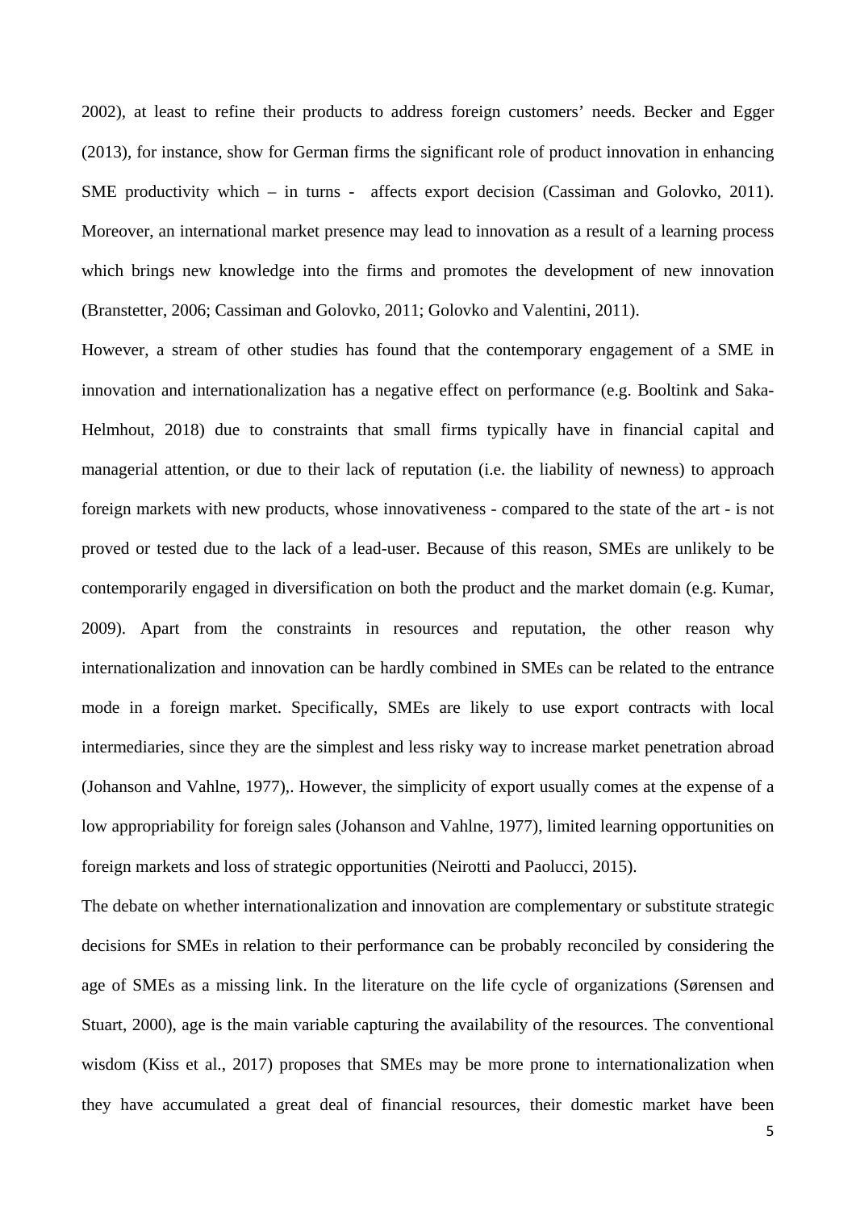2002), at least to refine their products to address foreign customers' needs. Becker and Egger (2013), for instance, show for German firms the significant role of product innovation in enhancing SME productivity which – in turns - affects export decision (Cassiman and Golovko, 2011). Moreover, an international market presence may lead to innovation as a result of a learning process which brings new knowledge into the firms and promotes the development of new innovation (Branstetter, 2006; Cassiman and Golovko, 2011; Golovko and Valentini, 2011).

However, a stream of other studies has found that the contemporary engagement of a SME in innovation and internationalization has a negative effect on performance (e.g. Booltink and Saka-Helmhout, 2018) due to constraints that small firms typically have in financial capital and managerial attention, or due to their lack of reputation (i.e. the liability of newness) to approach foreign markets with new products, whose innovativeness - compared to the state of the art - is not proved or tested due to the lack of a lead-user. Because of this reason, SMEs are unlikely to be contemporarily engaged in diversification on both the product and the market domain (e.g. Kumar, 2009). Apart from the constraints in resources and reputation, the other reason why internationalization and innovation can be hardly combined in SMEs can be related to the entrance mode in a foreign market. Specifically, SMEs are likely to use export contracts with local intermediaries, since they are the simplest and less risky way to increase market penetration abroad (Johanson and Vahlne, 1977),. However, the simplicity of export usually comes at the expense of a low appropriability for foreign sales (Johanson and Vahlne, 1977), limited learning opportunities on foreign markets and loss of strategic opportunities (Neirotti and Paolucci, 2015).

The debate on whether internationalization and innovation are complementary or substitute strategic decisions for SMEs in relation to their performance can be probably reconciled by considering the age of SMEs as a missing link. In the literature on the life cycle of organizations (Sørensen and Stuart, 2000), age is the main variable capturing the availability of the resources. The conventional wisdom (Kiss et al., 2017) proposes that SMEs may be more prone to internationalization when they have accumulated a great deal of financial resources, their domestic market have been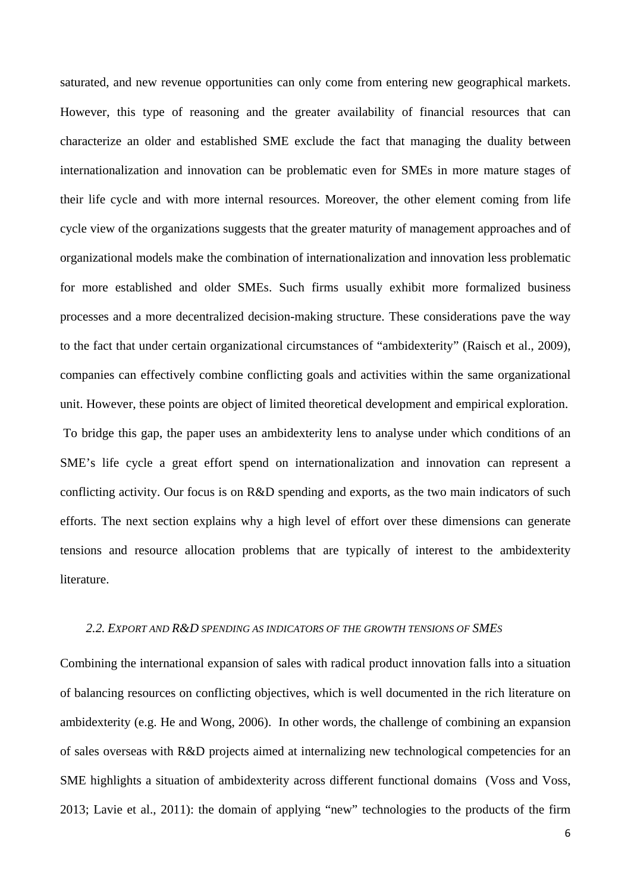saturated, and new revenue opportunities can only come from entering new geographical markets. However, this type of reasoning and the greater availability of financial resources that can characterize an older and established SME exclude the fact that managing the duality between internationalization and innovation can be problematic even for SMEs in more mature stages of their life cycle and with more internal resources. Moreover, the other element coming from life cycle view of the organizations suggests that the greater maturity of management approaches and of organizational models make the combination of internationalization and innovation less problematic for more established and older SMEs. Such firms usually exhibit more formalized business processes and a more decentralized decision-making structure. These considerations pave the way to the fact that under certain organizational circumstances of "ambidexterity" (Raisch et al., 2009), companies can effectively combine conflicting goals and activities within the same organizational unit. However, these points are object of limited theoretical development and empirical exploration.

To bridge this gap, the paper uses an ambidexterity lens to analyse under which conditions of an SME's life cycle a great effort spend on internationalization and innovation can represent a conflicting activity. Our focus is on R&D spending and exports, as the two main indicators of such efforts. The next section explains why a high level of effort over these dimensions can generate tensions and resource allocation problems that are typically of interest to the ambidexterity literature.

### *2.2. Export and R&D spending as indicators of the growth tensions of SMEs*

Combining the international expansion of sales with radical product innovation falls into a situation of balancing resources on conflicting objectives, which is well documented in the rich literature on ambidexterity (e.g. He and Wong, 2006). In other words, the challenge of combining an expansion of sales overseas with R&D projects aimed at internalizing new technological competencies for an SME highlights a situation of ambidexterity across different functional domains (Voss and Voss, 2013; Lavie et al., 2011): the domain of applying "new" technologies to the products of the firm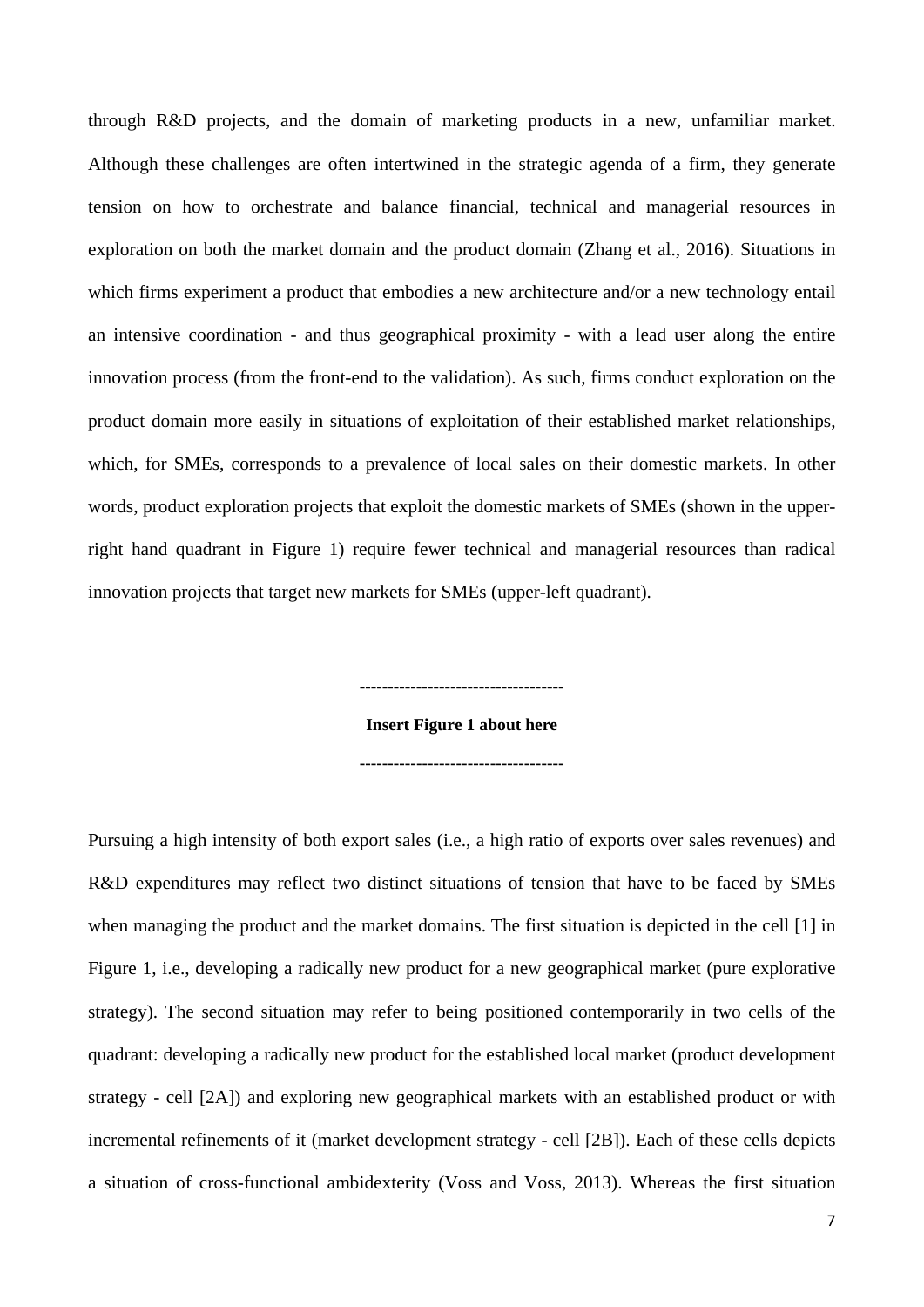through R&D projects, and the domain of marketing products in a new, unfamiliar market. Although these challenges are often intertwined in the strategic agenda of a firm, they generate tension on how to orchestrate and balance financial, technical and managerial resources in exploration on both the market domain and the product domain (Zhang et al., 2016). Situations in which firms experiment a product that embodies a new architecture and/or a new technology entail an intensive coordination - and thus geographical proximity - with a lead user along the entire innovation process (from the front-end to the validation). As such, firms conduct exploration on the product domain more easily in situations of exploitation of their established market relationships, which, for SMEs, corresponds to a prevalence of local sales on their domestic markets. In other words, product exploration projects that exploit the domestic markets of SMEs (shown in the upper-right hand quadrant in Figure 1) require fewer technical and managerial resources than radical innovation projects that target new markets for SMEs (upper-left quadrant).

------------------------------------

**Insert Figure 1 about here**

------------------------------------

Pursuing a high intensity of both export sales (i.e., a high ratio of exports over sales revenues) and R&D expenditures may reflect two distinct situations of tension that have to be faced by SMEs when managing the product and the market domains. The first situation is depicted in the cell [1] in Figure 1, i.e., developing a radically new product for a new geographical market (pure explorative strategy). The second situation may refer to being positioned contemporarily in two cells of the quadrant: developing a radically new product for the established local market (product development strategy - cell [2A]) and exploring new geographical markets with an established product or with incremental refinements of it (market development strategy - cell [2B]). Each of these cells depicts a situation of cross-functional ambidexterity (Voss and Voss, 2013). Whereas the first situation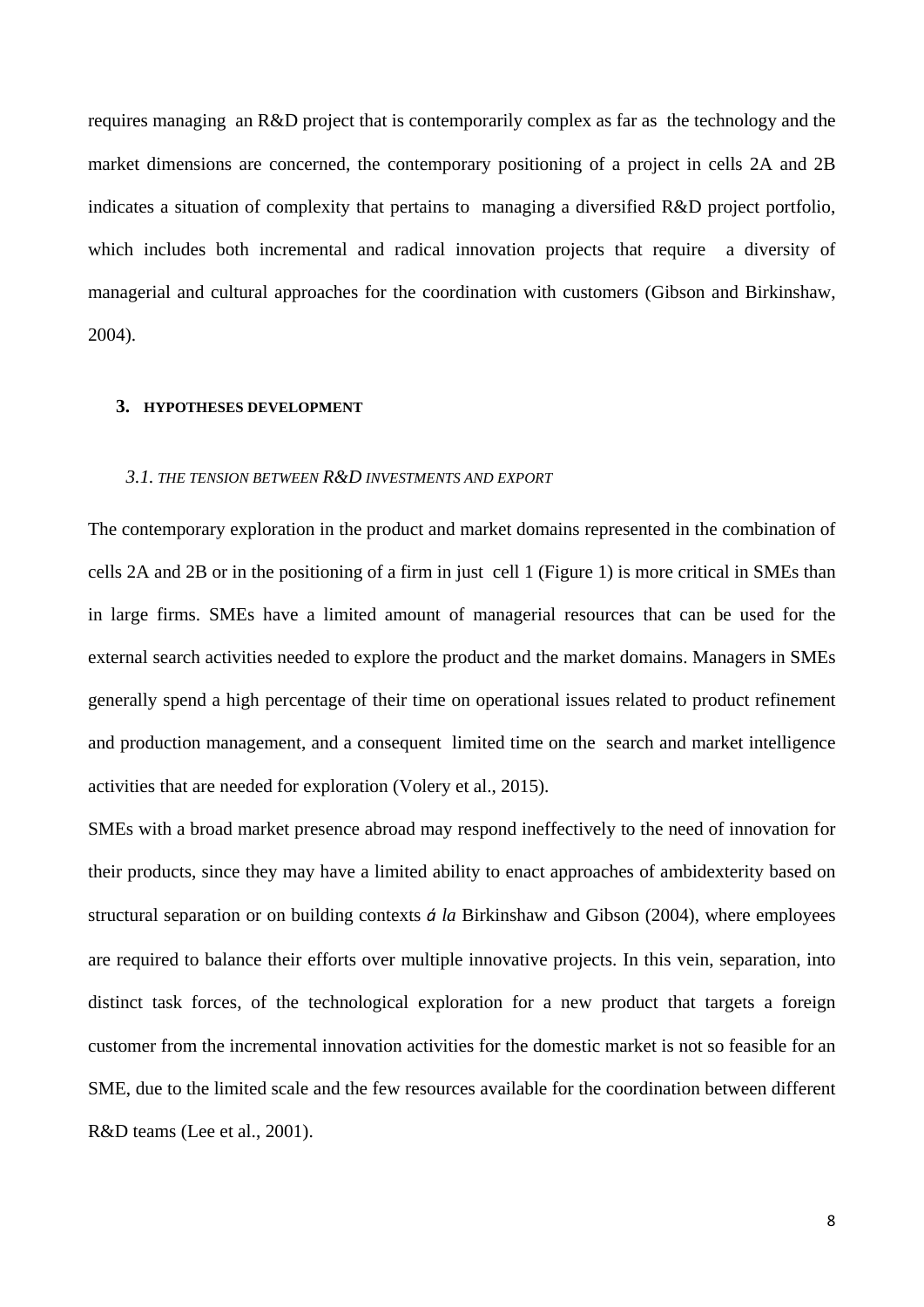requires managing an R&D project that is contemporarily complex as far as the technology and the market dimensions are concerned, the contemporary positioning of a project in cells 2A and 2B indicates a situation of complexity that pertains to managing a diversified R&D project portfolio, which includes both incremental and radical innovation projects that require a diversity of managerial and cultural approaches for the coordination with customers (Gibson and Birkinshaw, 2004).

## 3. HYPOTHESES DEVELOPMENT

### *3.1. THE TENSION BETWEEN R&D INVESTMENTS AND EXPORT*

The contemporary exploration in the product and market domains represented in the combination of cells 2A and 2B or in the positioning of a firm in just cell 1 (Figure 1) is more critical in SMEs than in large firms. SMEs have a limited amount of managerial resources that can be used for the external search activities needed to explore the product and the market domains. Managers in SMEs generally spend a high percentage of their time on operational issues related to product refinement and production management, and a consequent limited time on the search and market intelligence activities that are needed for exploration (Volery et al., 2015).

SMEs with a broad market presence abroad may respond ineffectively to the need of innovation for their products, since they may have a limited ability to enact approaches of ambidexterity based on structural separation or on building contexts *á la* Birkinshaw and Gibson (2004), where employees are required to balance their efforts over multiple innovative projects. In this vein, separation, into distinct task forces, of the technological exploration for a new product that targets a foreign customer from the incremental innovation activities for the domestic market is not so feasible for an SME, due to the limited scale and the few resources available for the coordination between different R&D teams (Lee et al., 2001).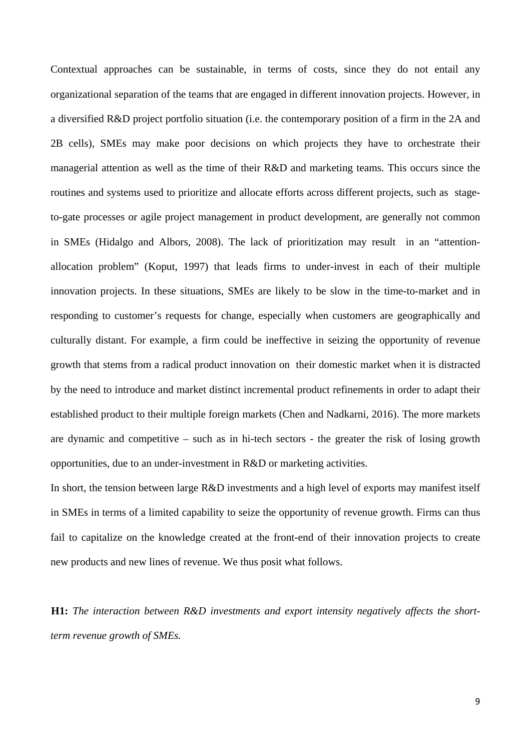Contextual approaches can be sustainable, in terms of costs, since they do not entail any organizational separation of the teams that are engaged in different innovation projects. However, in a diversified R&D project portfolio situation (i.e. the contemporary position of a firm in the 2A and 2B cells), SMEs may make poor decisions on which projects they have to orchestrate their managerial attention as well as the time of their R&D and marketing teams. This occurs since the routines and systems used to prioritize and allocate efforts across different projects, such as stage-to-gate processes or agile project management in product development, are generally not common in SMEs (Hidalgo and Albors, 2008). The lack of prioritization may result in an "attention-allocation problem" (Koput, 1997) that leads firms to under-invest in each of their multiple innovation projects. In these situations, SMEs are likely to be slow in the time-to-market and in responding to customer's requests for change, especially when customers are geographically and culturally distant. For example, a firm could be ineffective in seizing the opportunity of revenue growth that stems from a radical product innovation on their domestic market when it is distracted by the need to introduce and market distinct incremental product refinements in order to adapt their established product to their multiple foreign markets (Chen and Nadkarni, 2016). The more markets are dynamic and competitive – such as in hi-tech sectors - the greater the risk of losing growth opportunities, due to an under-investment in R&D or marketing activities.

In short, the tension between large R&D investments and a high level of exports may manifest itself in SMEs in terms of a limited capability to seize the opportunity of revenue growth. Firms can thus fail to capitalize on the knowledge created at the front-end of their innovation projects to create new products and new lines of revenue. We thus posit what follows.

**H1:** *The interaction between R&D investments and export intensity negatively affects the short-term revenue growth of SMEs.*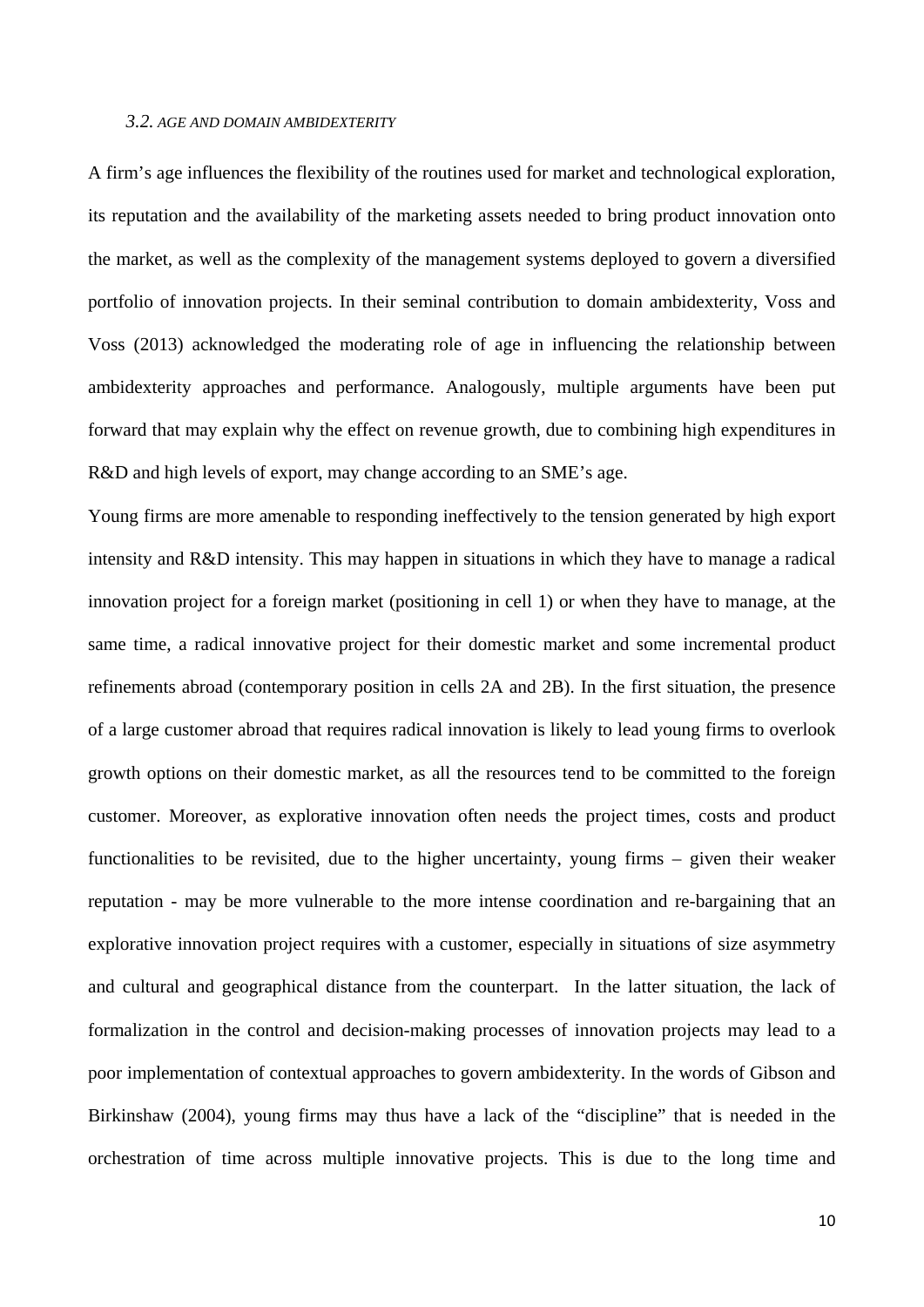### *3.2. AGE AND DOMAIN AMBIDEXTERITY*

A firm's age influences the flexibility of the routines used for market and technological exploration, its reputation and the availability of the marketing assets needed to bring product innovation onto the market, as well as the complexity of the management systems deployed to govern a diversified portfolio of innovation projects. In their seminal contribution to domain ambidexterity, Voss and Voss (2013) acknowledged the moderating role of age in influencing the relationship between ambidexterity approaches and performance. Analogously, multiple arguments have been put forward that may explain why the effect on revenue growth, due to combining high expenditures in R&D and high levels of export, may change according to an SME's age.

Young firms are more amenable to responding ineffectively to the tension generated by high export intensity and R&D intensity. This may happen in situations in which they have to manage a radical innovation project for a foreign market (positioning in cell 1) or when they have to manage, at the same time, a radical innovative project for their domestic market and some incremental product refinements abroad (contemporary position in cells 2A and 2B). In the first situation, the presence of a large customer abroad that requires radical innovation is likely to lead young firms to overlook growth options on their domestic market, as all the resources tend to be committed to the foreign customer. Moreover, as explorative innovation often needs the project times, costs and product functionalities to be revisited, due to the higher uncertainty, young firms – given their weaker reputation - may be more vulnerable to the more intense coordination and re-bargaining that an explorative innovation project requires with a customer, especially in situations of size asymmetry and cultural and geographical distance from the counterpart. In the latter situation, the lack of formalization in the control and decision-making processes of innovation projects may lead to a poor implementation of contextual approaches to govern ambidexterity. In the words of Gibson and Birkinshaw (2004), young firms may thus have a lack of the "discipline" that is needed in the orchestration of time across multiple innovative projects. This is due to the long time and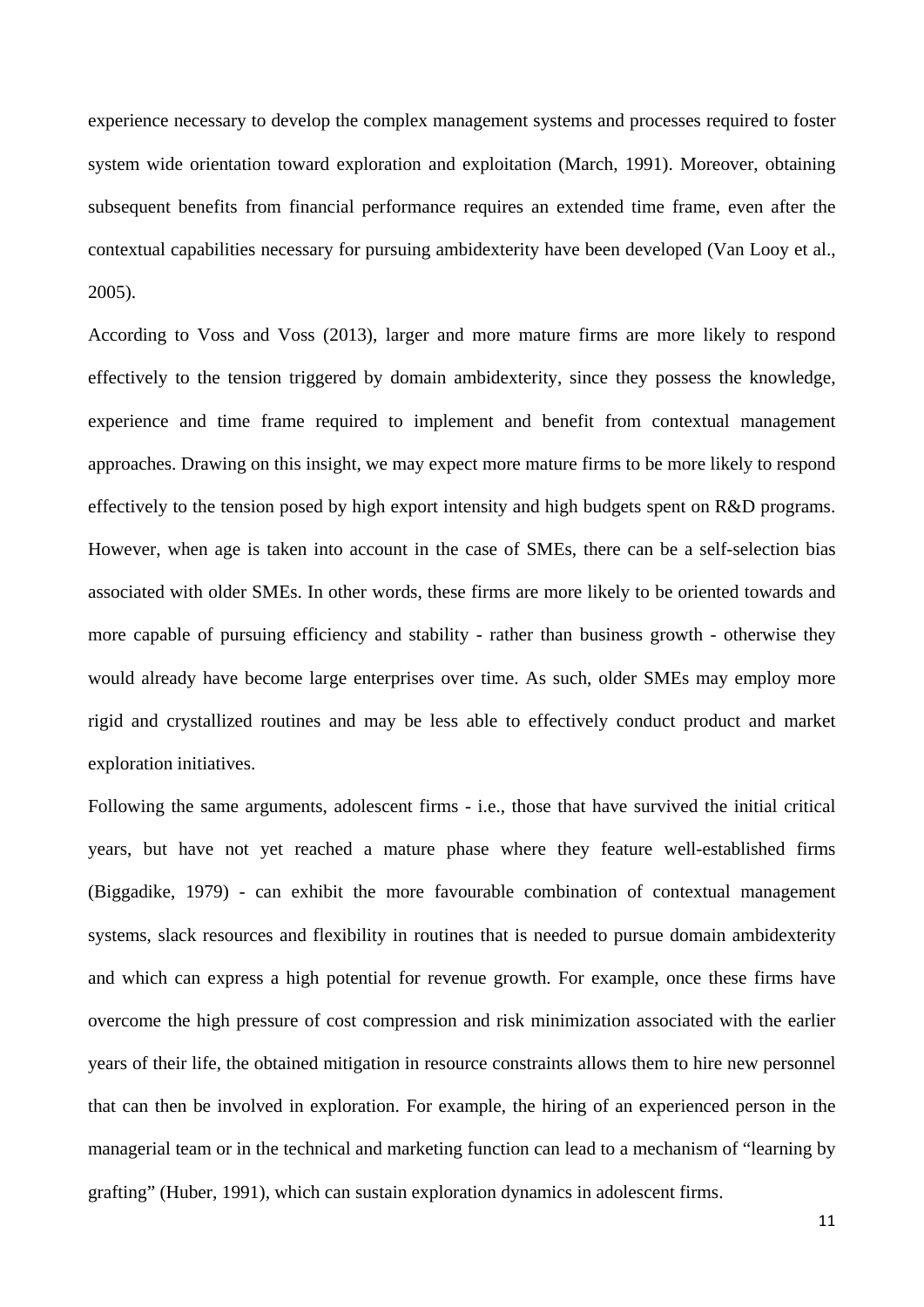experience necessary to develop the complex management systems and processes required to foster system wide orientation toward exploration and exploitation (March, 1991). Moreover, obtaining subsequent benefits from financial performance requires an extended time frame, even after the contextual capabilities necessary for pursuing ambidexterity have been developed (Van Looy et al., 2005).

According to Voss and Voss (2013), larger and more mature firms are more likely to respond effectively to the tension triggered by domain ambidexterity, since they possess the knowledge, experience and time frame required to implement and benefit from contextual management approaches. Drawing on this insight, we may expect more mature firms to be more likely to respond effectively to the tension posed by high export intensity and high budgets spent on R&D programs. However, when age is taken into account in the case of SMEs, there can be a self-selection bias associated with older SMEs. In other words, these firms are more likely to be oriented towards and more capable of pursuing efficiency and stability - rather than business growth - otherwise they would already have become large enterprises over time. As such, older SMEs may employ more rigid and crystallized routines and may be less able to effectively conduct product and market exploration initiatives.

Following the same arguments, adolescent firms - i.e., those that have survived the initial critical years, but have not yet reached a mature phase where they feature well-established firms (Biggadike, 1979) - can exhibit the more favourable combination of contextual management systems, slack resources and flexibility in routines that is needed to pursue domain ambidexterity and which can express a high potential for revenue growth. For example, once these firms have overcome the high pressure of cost compression and risk minimization associated with the earlier years of their life, the obtained mitigation in resource constraints allows them to hire new personnel that can then be involved in exploration. For example, the hiring of an experienced person in the managerial team or in the technical and marketing function can lead to a mechanism of "learning by grafting" (Huber, 1991), which can sustain exploration dynamics in adolescent firms.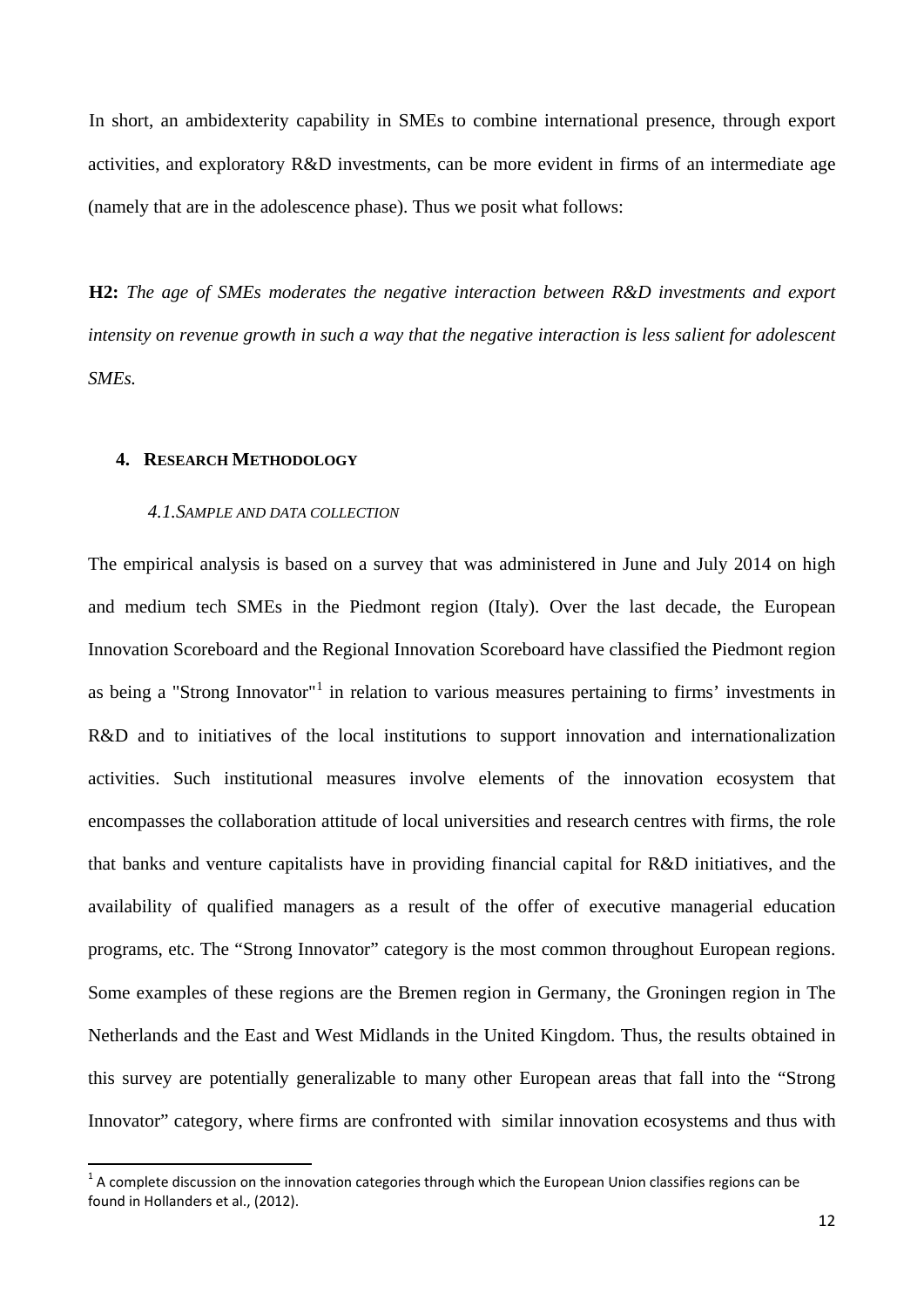In short, an ambidexterity capability in SMEs to combine international presence, through export activities, and exploratory R&D investments, can be more evident in firms of an intermediate age (namely that are in the adolescence phase). Thus we posit what follows:

**H2:** *The age of SMEs moderates the negative interaction between R&D investments and export intensity on revenue growth in such a way that the negative interaction is less salient for adolescent SMEs.*

## 4. RESEARCH METHODOLOGY

### 4.1. SAMPLE AND DATA COLLECTION

The empirical analysis is based on a survey that was administered in June and July 2014 on high and medium tech SMEs in the Piedmont region (Italy). Over the last decade, the European Innovation Scoreboard and the Regional Innovation Scoreboard have classified the Piedmont region as being a "Strong Innovator"[1] in relation to various measures pertaining to firms' investments in R&D and to initiatives of the local institutions to support innovation and internationalization activities. Such institutional measures involve elements of the innovation ecosystem that encompasses the collaboration attitude of local universities and research centres with firms, the role that banks and venture capitalists have in providing financial capital for R&D initiatives, and the availability of qualified managers as a result of the offer of executive managerial education programs, etc. The "Strong Innovator" category is the most common throughout European regions. Some examples of these regions are the Bremen region in Germany, the Groningen region in The Netherlands and the East and West Midlands in the United Kingdom. Thus, the results obtained in this survey are potentially generalizable to many other European areas that fall into the "Strong Innovator" category, where firms are confronted with similar innovation ecosystems and thus with

[1] A complete discussion on the innovation categories through which the European Union classifies regions can be found in Hollanders et al., (2012).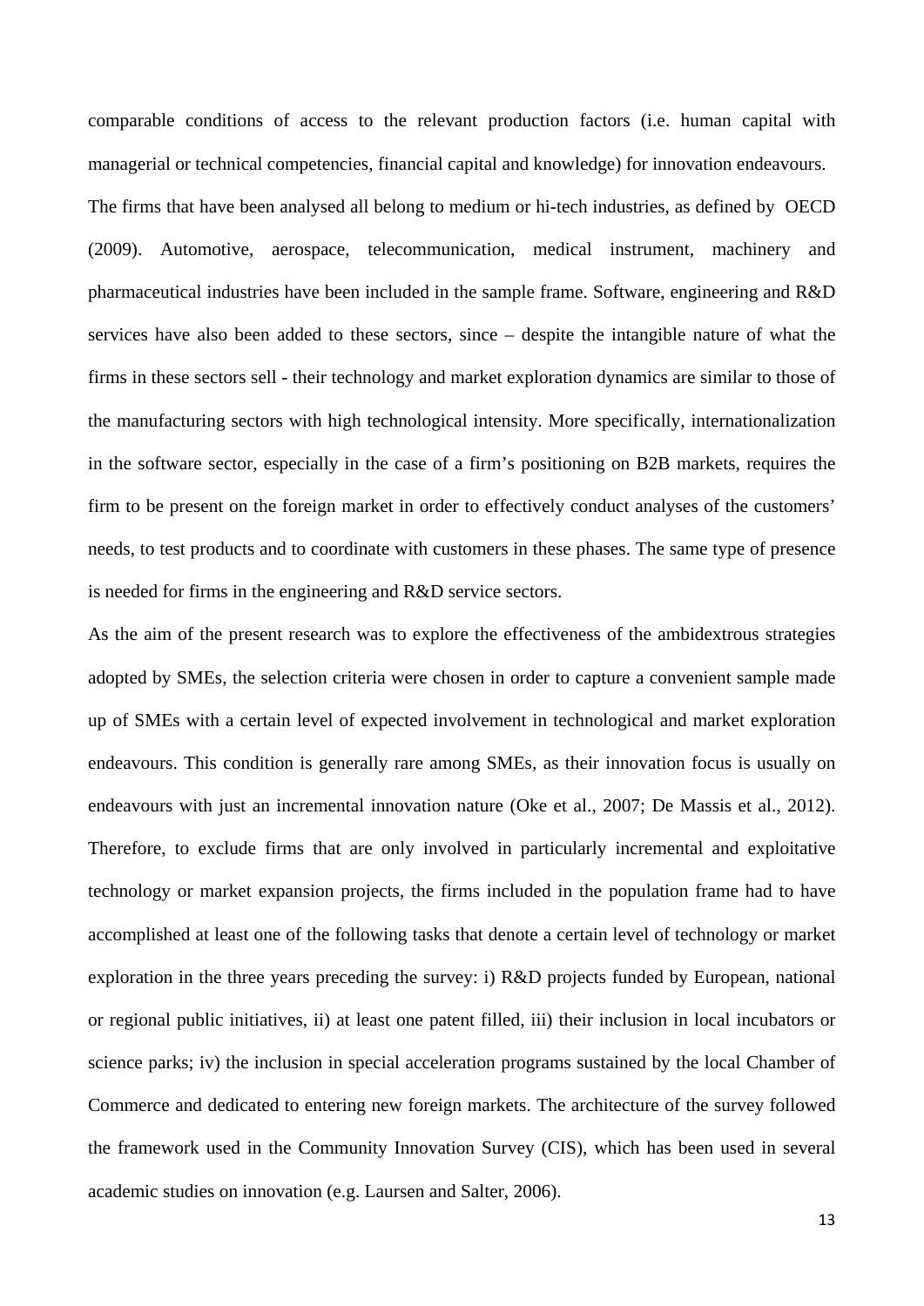comparable conditions of access to the relevant production factors (i.e. human capital with managerial or technical competencies, financial capital and knowledge) for innovation endeavours.

The firms that have been analysed all belong to medium or hi-tech industries, as defined by OECD (2009). Automotive, aerospace, telecommunication, medical instrument, machinery and pharmaceutical industries have been included in the sample frame. Software, engineering and R&D services have also been added to these sectors, since – despite the intangible nature of what the firms in these sectors sell - their technology and market exploration dynamics are similar to those of the manufacturing sectors with high technological intensity. More specifically, internationalization in the software sector, especially in the case of a firm's positioning on B2B markets, requires the firm to be present on the foreign market in order to effectively conduct analyses of the customers' needs, to test products and to coordinate with customers in these phases. The same type of presence is needed for firms in the engineering and R&D service sectors.

As the aim of the present research was to explore the effectiveness of the ambidextrous strategies adopted by SMEs, the selection criteria were chosen in order to capture a convenient sample made up of SMEs with a certain level of expected involvement in technological and market exploration endeavours. This condition is generally rare among SMEs, as their innovation focus is usually on endeavours with just an incremental innovation nature (Oke et al., 2007; De Massis et al., 2012). Therefore, to exclude firms that are only involved in particularly incremental and exploitative technology or market expansion projects, the firms included in the population frame had to have accomplished at least one of the following tasks that denote a certain level of technology or market exploration in the three years preceding the survey: i) R&D projects funded by European, national or regional public initiatives, ii) at least one patent filled, iii) their inclusion in local incubators or science parks; iv) the inclusion in special acceleration programs sustained by the local Chamber of Commerce and dedicated to entering new foreign markets. The architecture of the survey followed the framework used in the Community Innovation Survey (CIS), which has been used in several academic studies on innovation (e.g. Laursen and Salter, 2006).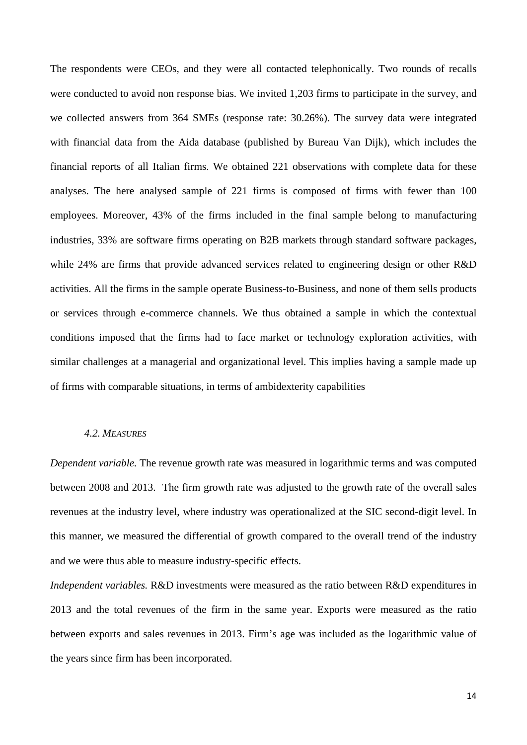The respondents were CEOs, and they were all contacted telephonically. Two rounds of recalls were conducted to avoid non response bias. We invited 1,203 firms to participate in the survey, and we collected answers from 364 SMEs (response rate: 30.26%). The survey data were integrated with financial data from the Aida database (published by Bureau Van Dijk), which includes the financial reports of all Italian firms. We obtained 221 observations with complete data for these analyses. The here analysed sample of 221 firms is composed of firms with fewer than 100 employees. Moreover, 43% of the firms included in the final sample belong to manufacturing industries, 33% are software firms operating on B2B markets through standard software packages, while 24% are firms that provide advanced services related to engineering design or other R&D activities. All the firms in the sample operate Business-to-Business, and none of them sells products or services through e-commerce channels. We thus obtained a sample in which the contextual conditions imposed that the firms had to face market or technology exploration activities, with similar challenges at a managerial and organizational level. This implies having a sample made up of firms with comparable situations, in terms of ambidexterity capabilities

### *4.2. Measures*

*Dependent variable.* The revenue growth rate was measured in logarithmic terms and was computed between 2008 and 2013. The firm growth rate was adjusted to the growth rate of the overall sales revenues at the industry level, where industry was operationalized at the SIC second-digit level. In this manner, we measured the differential of growth compared to the overall trend of the industry and we were thus able to measure industry-specific effects.

*Independent variables.* R&D investments were measured as the ratio between R&D expenditures in 2013 and the total revenues of the firm in the same year. Exports were measured as the ratio between exports and sales revenues in 2013. Firm's age was included as the logarithmic value of the years since firm has been incorporated.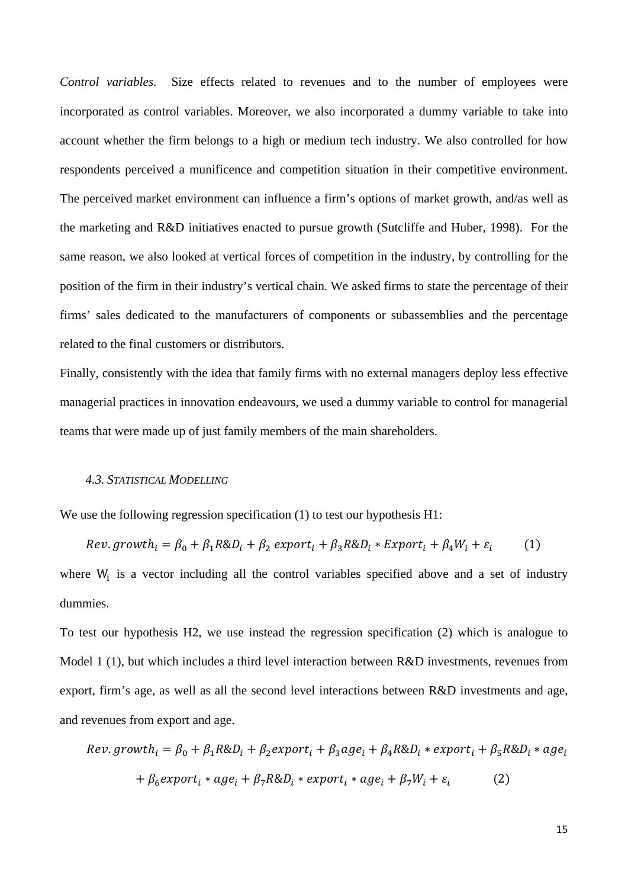*Control variables.* Size effects related to revenues and to the number of employees were incorporated as control variables. Moreover, we also incorporated a dummy variable to take into account whether the firm belongs to a high or medium tech industry. We also controlled for how respondents perceived a munificence and competition situation in their competitive environment. The perceived market environment can influence a firm's options of market growth, and/as well as the marketing and R&D initiatives enacted to pursue growth (Sutcliffe and Huber, 1998). For the same reason, we also looked at vertical forces of competition in the industry, by controlling for the position of the firm in their industry's vertical chain. We asked firms to state the percentage of their firms' sales dedicated to the manufacturers of components or subassemblies and the percentage related to the final customers or distributors.

Finally, consistently with the idea that family firms with no external managers deploy less effective managerial practices in innovation endeavours, we used a dummy variable to control for managerial teams that were made up of just family members of the main shareholders.

### 4.3. *Statistical Modelling*

We use the following regression specification (1) to test our hypothesis H1:

$$Rev.growth_i = \beta_0 + \beta_1 R\&D_i + \beta_2\ export_i + \beta_3 R\&D_i * Export_i + \beta_4 W_i + \varepsilon_i \qquad (1)$$

where $W_i$ is a vector including all the control variables specified above and a set of industry dummies.

To test our hypothesis H2, we use instead the regression specification (2) which is analogue to Model 1 (1), but which includes a third level interaction between R&D investments, revenues from export, firm's age, as well as all the second level interactions between R&D investments and age, and revenues from export and age.

$$Rev.growth_i = \beta_0 + \beta_1 R\&D_i + \beta_2 export_i + \beta_3 age_i + \beta_4 R\&D_i * export_i + \beta_5 R\&D_i * age_i$$
$$+ \beta_6 export_i * age_i + \beta_7 R\&D_i * export_i * age_i + \beta_7 W_i + \varepsilon_i \qquad (2)$$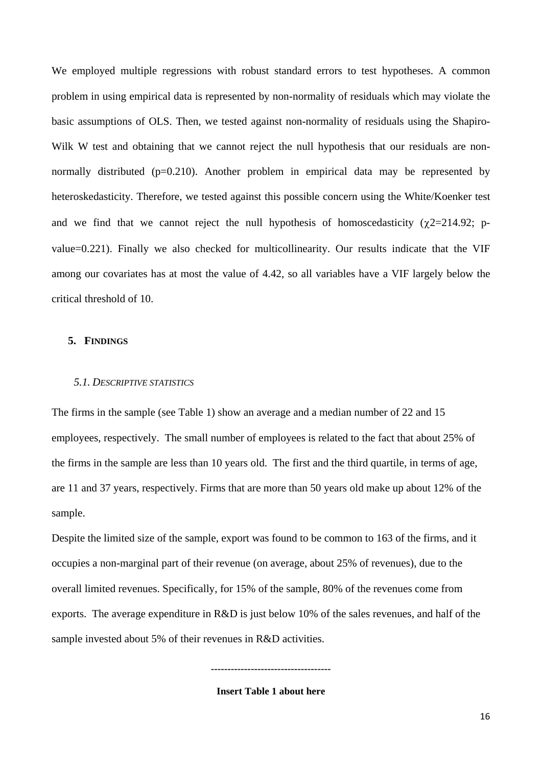We employed multiple regressions with robust standard errors to test hypotheses. A common problem in using empirical data is represented by non-normality of residuals which may violate the basic assumptions of OLS. Then, we tested against non-normality of residuals using the Shapiro-Wilk W test and obtaining that we cannot reject the null hypothesis that our residuals are non-normally distributed (p=0.210). Another problem in empirical data may be represented by heteroskedasticity. Therefore, we tested against this possible concern using the White/Koenker test and we find that we cannot reject the null hypothesis of homoscedasticity ($\chi 2$=214.92; p-value=0.221). Finally we also checked for multicollinearity. Our results indicate that the VIF among our covariates has at most the value of 4.42, so all variables have a VIF largely below the critical threshold of 10.

## 5. Findings

### *5.1. Descriptive statistics*

The firms in the sample (see Table 1) show an average and a median number of 22 and 15 employees, respectively. The small number of employees is related to the fact that about 25% of the firms in the sample are less than 10 years old. The first and the third quartile, in terms of age, are 11 and 37 years, respectively. Firms that are more than 50 years old make up about 12% of the sample.

Despite the limited size of the sample, export was found to be common to 163 of the firms, and it occupies a non-marginal part of their revenue (on average, about 25% of revenues), due to the overall limited revenues. Specifically, for 15% of the sample, 80% of the revenues come from exports. The average expenditure in R&D is just below 10% of the sales revenues, and half of the sample invested about 5% of their revenues in R&D activities.

-----------------------------------

**Insert Table 1 about here**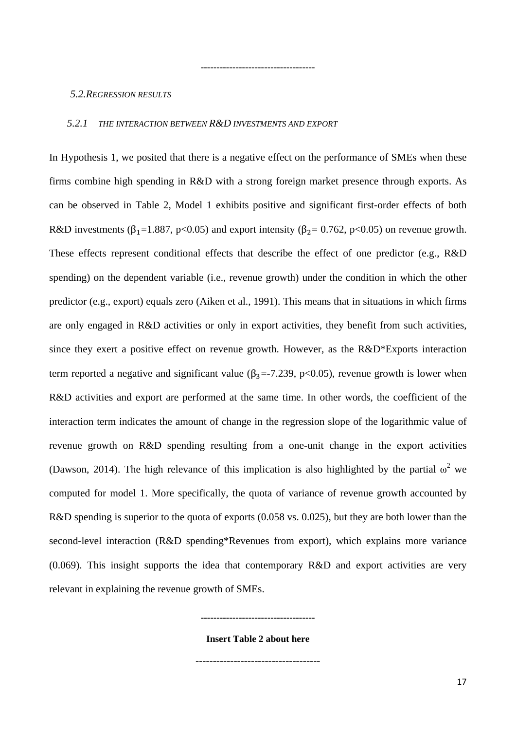------------------------------------

### 5.2. Regression results

#### 5.2.1 The interaction between R&D investments and export

In Hypothesis 1, we posited that there is a negative effect on the performance of SMEs when these firms combine high spending in R&D with a strong foreign market presence through exports. As can be observed in Table 2, Model 1 exhibits positive and significant first-order effects of both R&D investments ($\beta_1$=1.887, $p<0.05$) and export intensity ($\beta_2$= 0.762, $p<0.05$) on revenue growth. These effects represent conditional effects that describe the effect of one predictor (e.g., R&D spending) on the dependent variable (i.e., revenue growth) under the condition in which the other predictor (e.g., export) equals zero (Aiken et al., 1991). This means that in situations in which firms are only engaged in R&D activities or only in export activities, they benefit from such activities, since they exert a positive effect on revenue growth. However, as the R&D*Exports interaction term reported a negative and significant value ($\beta_3$=-7.239, $p<0.05$), revenue growth is lower when R&D activities and export are performed at the same time. In other words, the coefficient of the interaction term indicates the amount of change in the regression slope of the logarithmic value of revenue growth on R&D spending resulting from a one-unit change in the export activities (Dawson, 2014). The high relevance of this implication is also highlighted by the partial $\omega^2$ we computed for model 1. More specifically, the quota of variance of revenue growth accounted by R&D spending is superior to the quota of exports (0.058 vs. 0.025), but they are both lower than the second-level interaction (R&D spending*Revenues from export), which explains more variance (0.069). This insight supports the idea that contemporary R&D and export activities are very relevant in explaining the revenue growth of SMEs.

------------------------------------

**Insert Table 2 about here**

------------------------------------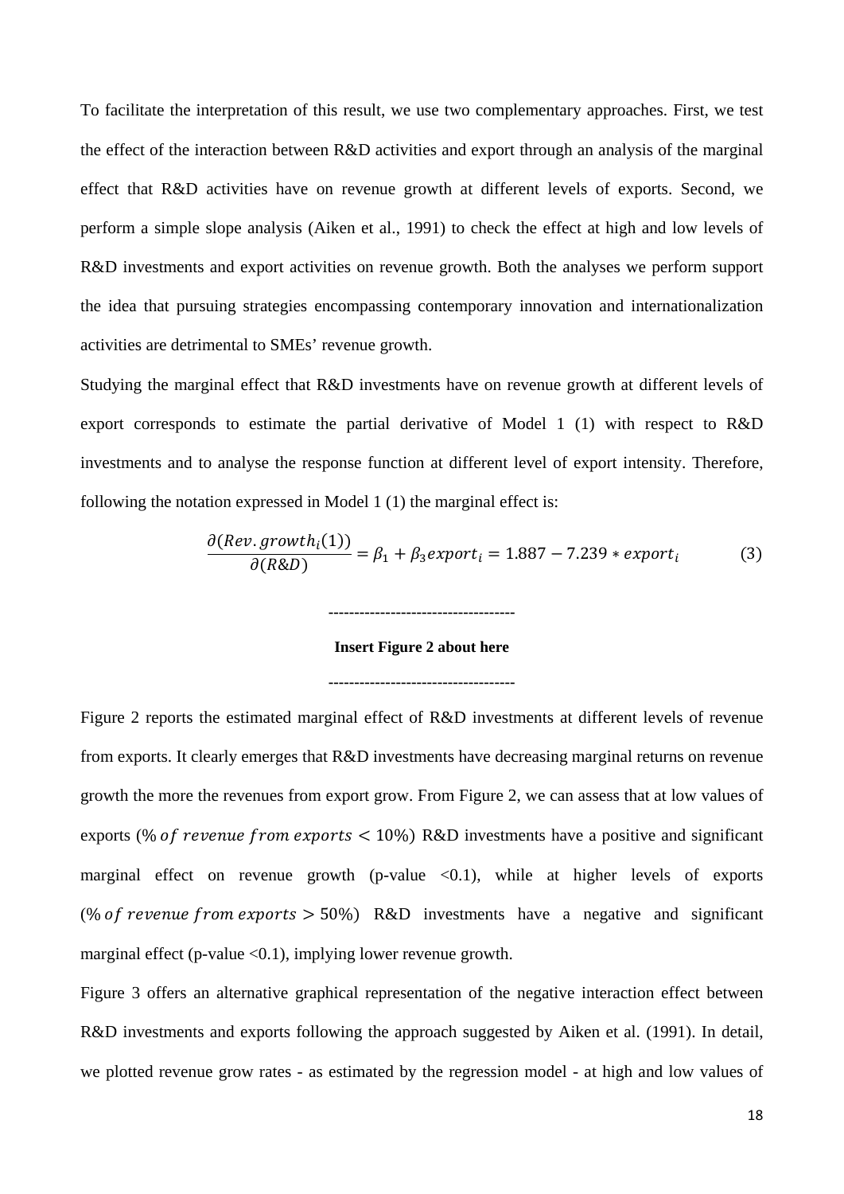To facilitate the interpretation of this result, we use two complementary approaches. First, we test the effect of the interaction between R&D activities and export through an analysis of the marginal effect that R&D activities have on revenue growth at different levels of exports. Second, we perform a simple slope analysis (Aiken et al., 1991) to check the effect at high and low levels of R&D investments and export activities on revenue growth. Both the analyses we perform support the idea that pursuing strategies encompassing contemporary innovation and internationalization activities are detrimental to SMEs' revenue growth.

Studying the marginal effect that R&D investments have on revenue growth at different levels of export corresponds to estimate the partial derivative of Model 1 (1) with respect to R&D investments and to analyse the response function at different level of export intensity. Therefore, following the notation expressed in Model 1 (1) the marginal effect is:

$$\frac{\partial(Rev.growth_i(1))}{\partial(R\&D)} = \beta_1 + \beta_3 export_i = 1.887 - 7.239 * export_i \quad (3)$$

------------------------------------

**Insert Figure 2 about here**

------------------------------------

Figure 2 reports the estimated marginal effect of R&D investments at different levels of revenue from exports. It clearly emerges that R&D investments have decreasing marginal returns on revenue growth the more the revenues from export grow. From Figure 2, we can assess that at low values of exports ($\%\ of\ revenue\ from\ exports < 10\%$) R&D investments have a positive and significant marginal effect on revenue growth (p-value <0.1), while at higher levels of exports ($\%\ of\ revenue\ from\ exports > 50\%$) R&D investments have a negative and significant marginal effect (p-value <0.1), implying lower revenue growth.

Figure 3 offers an alternative graphical representation of the negative interaction effect between R&D investments and exports following the approach suggested by Aiken et al. (1991). In detail, we plotted revenue grow rates - as estimated by the regression model - at high and low values of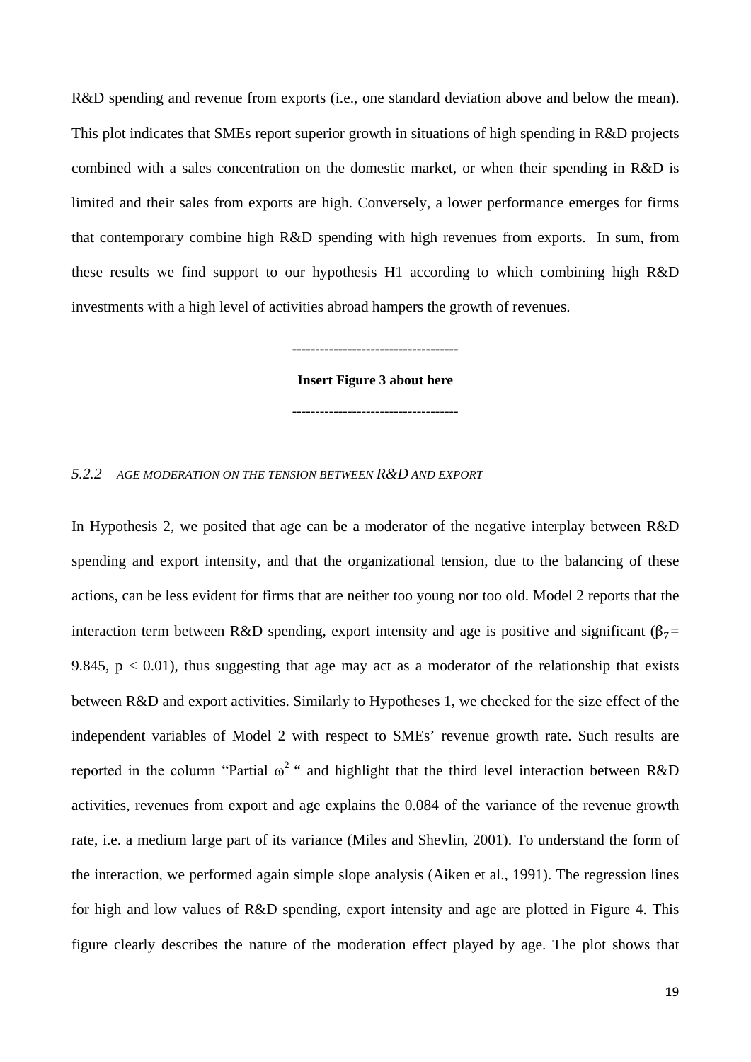R&D spending and revenue from exports (i.e., one standard deviation above and below the mean). This plot indicates that SMEs report superior growth in situations of high spending in R&D projects combined with a sales concentration on the domestic market, or when their spending in R&D is limited and their sales from exports are high. Conversely, a lower performance emerges for firms that contemporary combine high R&D spending with high revenues from exports. In sum, from these results we find support to our hypothesis H1 according to which combining high R&D investments with a high level of activities abroad hampers the growth of revenues.

-----------------------------------

**Insert Figure 3 about here**

-----------------------------------

### *5.2.2 AGE MODERATION ON THE TENSION BETWEEN R&D AND EXPORT*

In Hypothesis 2, we posited that age can be a moderator of the negative interplay between R&D spending and export intensity, and that the organizational tension, due to the balancing of these actions, can be less evident for firms that are neither too young nor too old. Model 2 reports that the interaction term between R&D spending, export intensity and age is positive and significant ($\beta_7 = 9.845$, $p < 0.01$), thus suggesting that age may act as a moderator of the relationship that exists between R&D and export activities. Similarly to Hypotheses 1, we checked for the size effect of the independent variables of Model 2 with respect to SMEs' revenue growth rate. Such results are reported in the column "Partial $\omega^2$ " and highlight that the third level interaction between R&D activities, revenues from export and age explains the 0.084 of the variance of the revenue growth rate, i.e. a medium large part of its variance (Miles and Shevlin, 2001). To understand the form of the interaction, we performed again simple slope analysis (Aiken et al., 1991). The regression lines for high and low values of R&D spending, export intensity and age are plotted in Figure 4. This figure clearly describes the nature of the moderation effect played by age. The plot shows that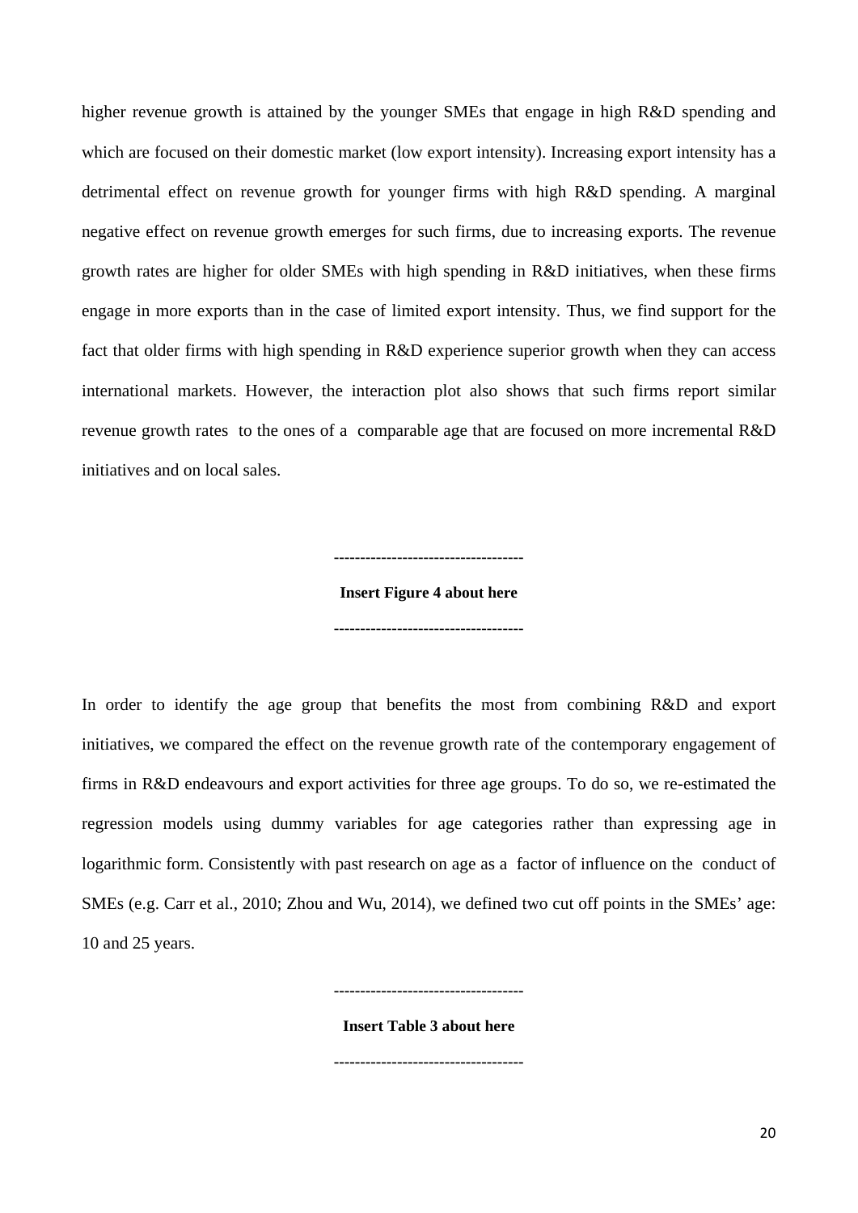higher revenue growth is attained by the younger SMEs that engage in high R&D spending and which are focused on their domestic market (low export intensity). Increasing export intensity has a detrimental effect on revenue growth for younger firms with high R&D spending. A marginal negative effect on revenue growth emerges for such firms, due to increasing exports. The revenue growth rates are higher for older SMEs with high spending in R&D initiatives, when these firms engage in more exports than in the case of limited export intensity. Thus, we find support for the fact that older firms with high spending in R&D experience superior growth when they can access international markets. However, the interaction plot also shows that such firms report similar revenue growth rates to the ones of a comparable age that are focused on more incremental R&D initiatives and on local sales.

------------------------------------

**Insert Figure 4 about here**

------------------------------------

In order to identify the age group that benefits the most from combining R&D and export initiatives, we compared the effect on the revenue growth rate of the contemporary engagement of firms in R&D endeavours and export activities for three age groups. To do so, we re-estimated the regression models using dummy variables for age categories rather than expressing age in logarithmic form. Consistently with past research on age as a factor of influence on the conduct of SMEs (e.g. Carr et al., 2010; Zhou and Wu, 2014), we defined two cut off points in the SMEs' age: 10 and 25 years.

------------------------------------

**Insert Table 3 about here**

------------------------------------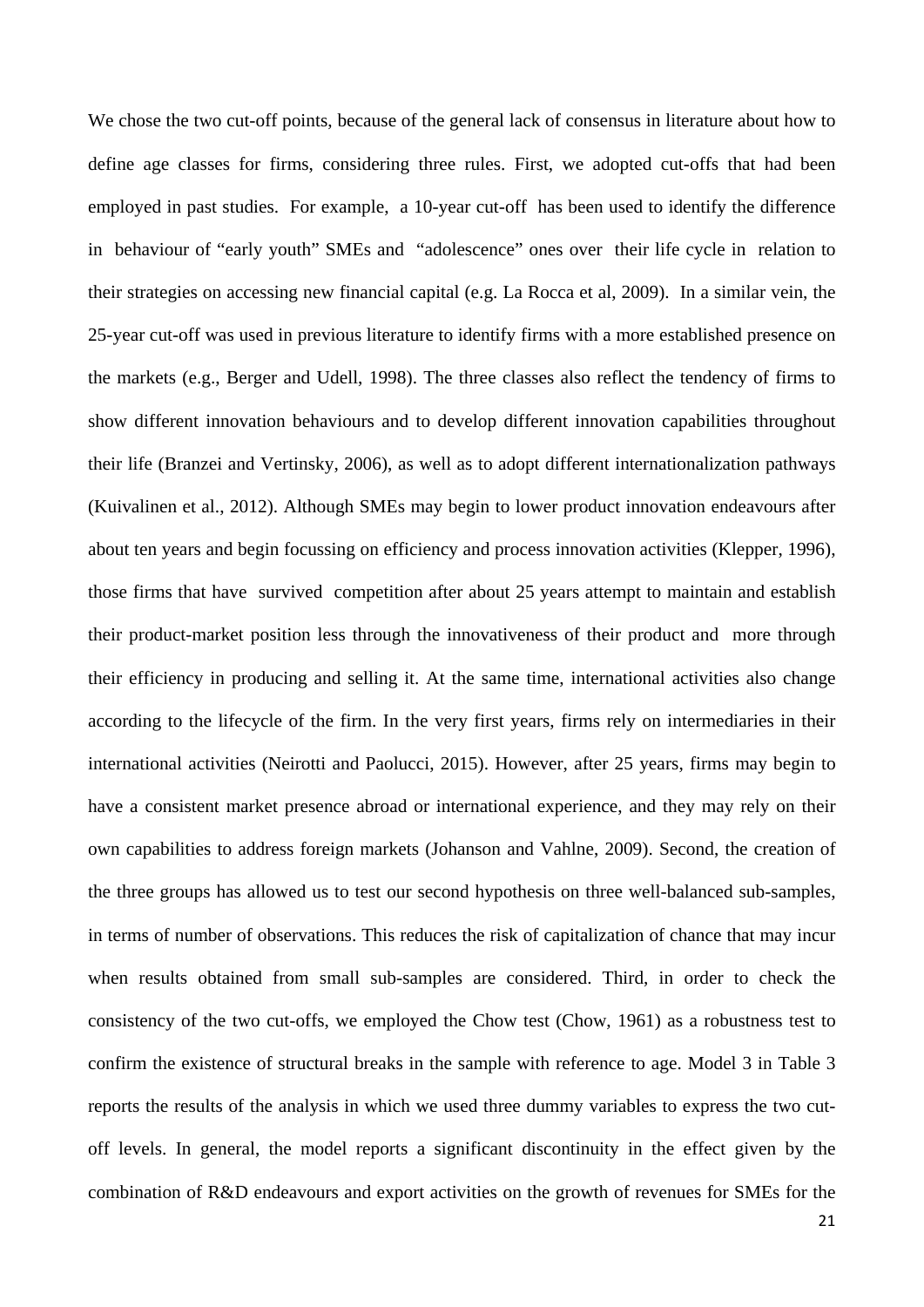We chose the two cut-off points, because of the general lack of consensus in literature about how to define age classes for firms, considering three rules. First, we adopted cut-offs that had been employed in past studies. For example, a 10-year cut-off has been used to identify the difference in behaviour of "early youth" SMEs and "adolescence" ones over their life cycle in relation to their strategies on accessing new financial capital (e.g. La Rocca et al, 2009). In a similar vein, the 25-year cut-off was used in previous literature to identify firms with a more established presence on the markets (e.g., Berger and Udell, 1998). The three classes also reflect the tendency of firms to show different innovation behaviours and to develop different innovation capabilities throughout their life (Branzei and Vertinsky, 2006), as well as to adopt different internationalization pathways (Kuivalinen et al., 2012). Although SMEs may begin to lower product innovation endeavours after about ten years and begin focussing on efficiency and process innovation activities (Klepper, 1996), those firms that have survived competition after about 25 years attempt to maintain and establish their product-market position less through the innovativeness of their product and more through their efficiency in producing and selling it. At the same time, international activities also change according to the lifecycle of the firm. In the very first years, firms rely on intermediaries in their international activities (Neirotti and Paolucci, 2015). However, after 25 years, firms may begin to have a consistent market presence abroad or international experience, and they may rely on their own capabilities to address foreign markets (Johanson and Vahlne, 2009). Second, the creation of the three groups has allowed us to test our second hypothesis on three well-balanced sub-samples, in terms of number of observations. This reduces the risk of capitalization of chance that may incur when results obtained from small sub-samples are considered. Third, in order to check the consistency of the two cut-offs, we employed the Chow test (Chow, 1961) as a robustness test to confirm the existence of structural breaks in the sample with reference to age. Model 3 in Table 3 reports the results of the analysis in which we used three dummy variables to express the two cut-off levels. In general, the model reports a significant discontinuity in the effect given by the combination of R&D endeavours and export activities on the growth of revenues for SMEs for the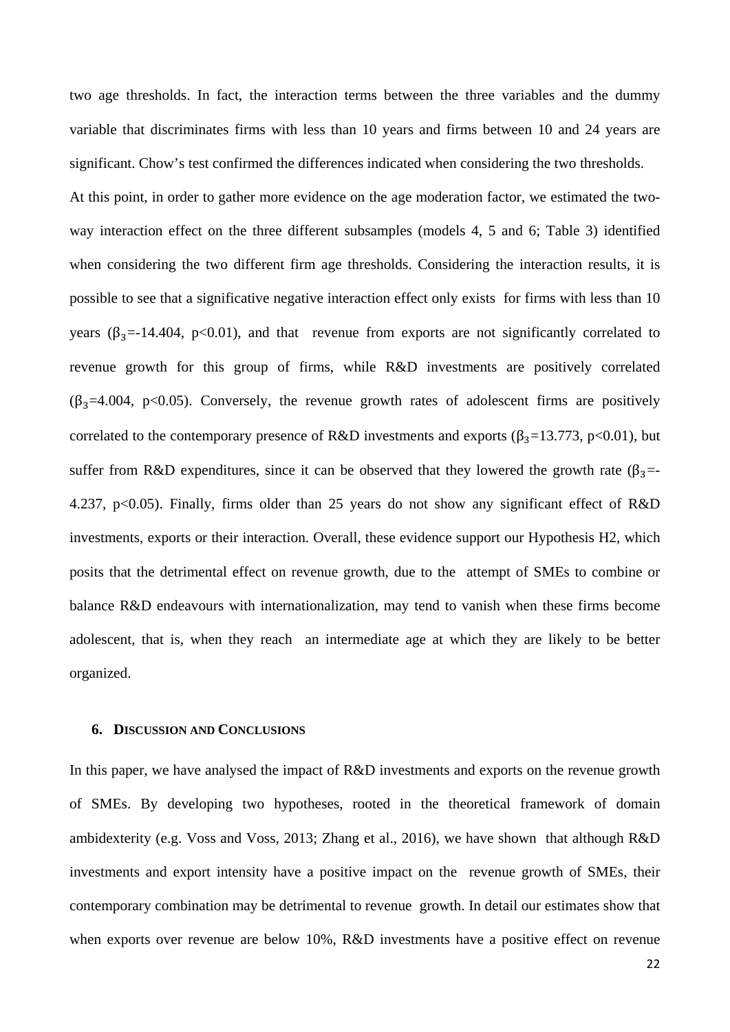two age thresholds. In fact, the interaction terms between the three variables and the dummy variable that discriminates firms with less than 10 years and firms between 10 and 24 years are significant. Chow's test confirmed the differences indicated when considering the two thresholds.

At this point, in order to gather more evidence on the age moderation factor, we estimated the two-way interaction effect on the three different subsamples (models 4, 5 and 6; Table 3) identified when considering the two different firm age thresholds. Considering the interaction results, it is possible to see that a significative negative interaction effect only exists for firms with less than 10 years ($\beta_3$=-14.404, $p<0.01$), and that revenue from exports are not significantly correlated to revenue growth for this group of firms, while R&D investments are positively correlated ($\beta_3$=4.004, $p<0.05$). Conversely, the revenue growth rates of adolescent firms are positively correlated to the contemporary presence of R&D investments and exports ($\beta_3$=13.773, $p<0.01$), but suffer from R&D expenditures, since it can be observed that they lowered the growth rate ($\beta_3$=-4.237, $p<0.05$). Finally, firms older than 25 years do not show any significant effect of R&D investments, exports or their interaction. Overall, these evidence support our Hypothesis H2, which posits that the detrimental effect on revenue growth, due to the attempt of SMEs to combine or balance R&D endeavours with internationalization, may tend to vanish when these firms become adolescent, that is, when they reach an intermediate age at which they are likely to be better organized.

## 6. Discussion and Conclusions

In this paper, we have analysed the impact of R&D investments and exports on the revenue growth of SMEs. By developing two hypotheses, rooted in the theoretical framework of domain ambidexterity (e.g. Voss and Voss, 2013; Zhang et al., 2016), we have shown that although R&D investments and export intensity have a positive impact on the revenue growth of SMEs, their contemporary combination may be detrimental to revenue growth. In detail our estimates show that when exports over revenue are below 10%, R&D investments have a positive effect on revenue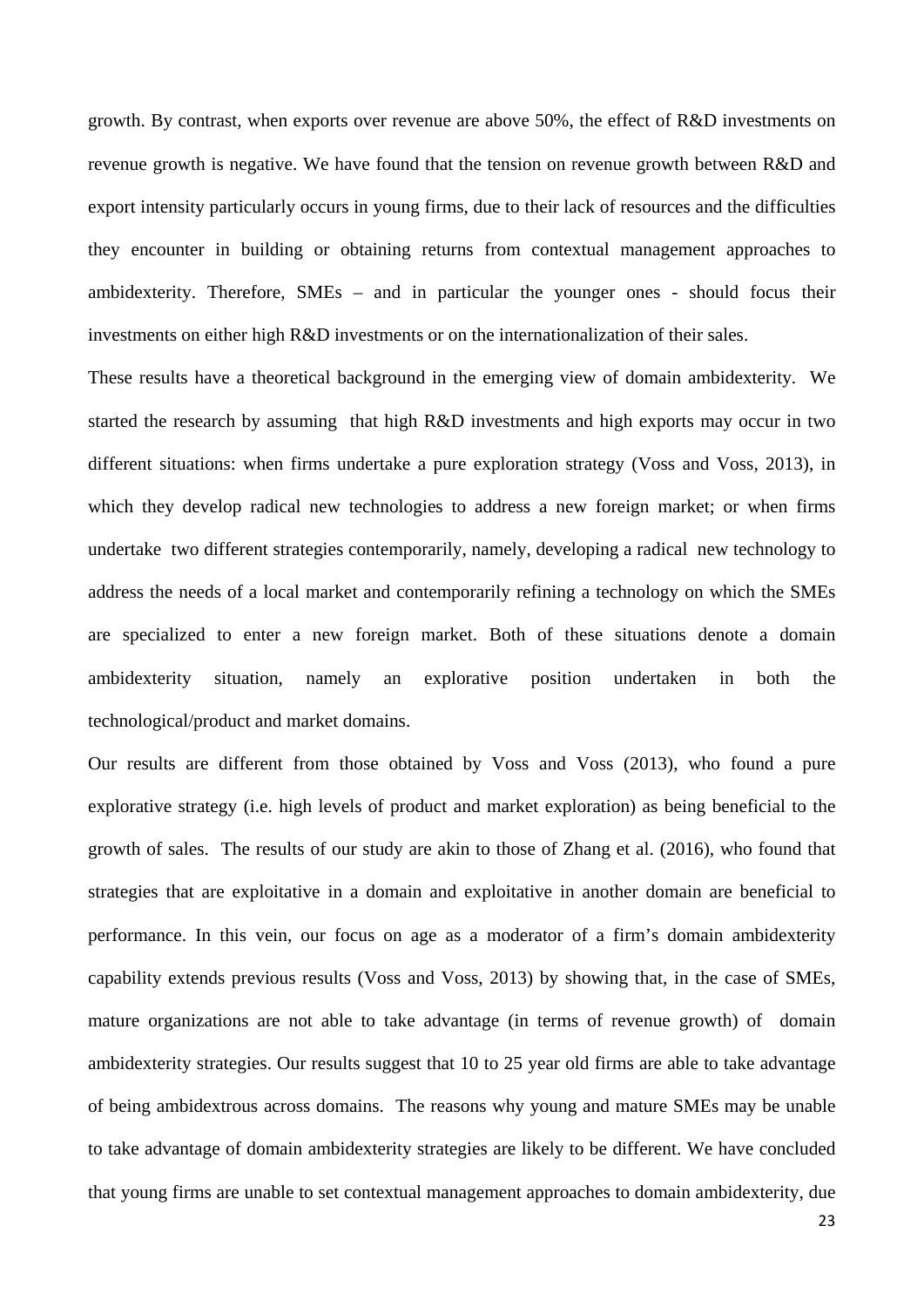growth. By contrast, when exports over revenue are above 50%, the effect of R&D investments on revenue growth is negative. We have found that the tension on revenue growth between R&D and export intensity particularly occurs in young firms, due to their lack of resources and the difficulties they encounter in building or obtaining returns from contextual management approaches to ambidexterity. Therefore, SMEs – and in particular the younger ones - should focus their investments on either high R&D investments or on the internationalization of their sales.

These results have a theoretical background in the emerging view of domain ambidexterity. We started the research by assuming that high R&D investments and high exports may occur in two different situations: when firms undertake a pure exploration strategy (Voss and Voss, 2013), in which they develop radical new technologies to address a new foreign market; or when firms undertake two different strategies contemporarily, namely, developing a radical new technology to address the needs of a local market and contemporarily refining a technology on which the SMEs are specialized to enter a new foreign market. Both of these situations denote a domain ambidexterity situation, namely an explorative position undertaken in both the technological/product and market domains.

Our results are different from those obtained by Voss and Voss (2013), who found a pure explorative strategy (i.e. high levels of product and market exploration) as being beneficial to the growth of sales. The results of our study are akin to those of Zhang et al. (2016), who found that strategies that are exploitative in a domain and exploitative in another domain are beneficial to performance. In this vein, our focus on age as a moderator of a firm's domain ambidexterity capability extends previous results (Voss and Voss, 2013) by showing that, in the case of SMEs, mature organizations are not able to take advantage (in terms of revenue growth) of domain ambidexterity strategies. Our results suggest that 10 to 25 year old firms are able to take advantage of being ambidextrous across domains. The reasons why young and mature SMEs may be unable to take advantage of domain ambidexterity strategies are likely to be different. We have concluded that young firms are unable to set contextual management approaches to domain ambidexterity, due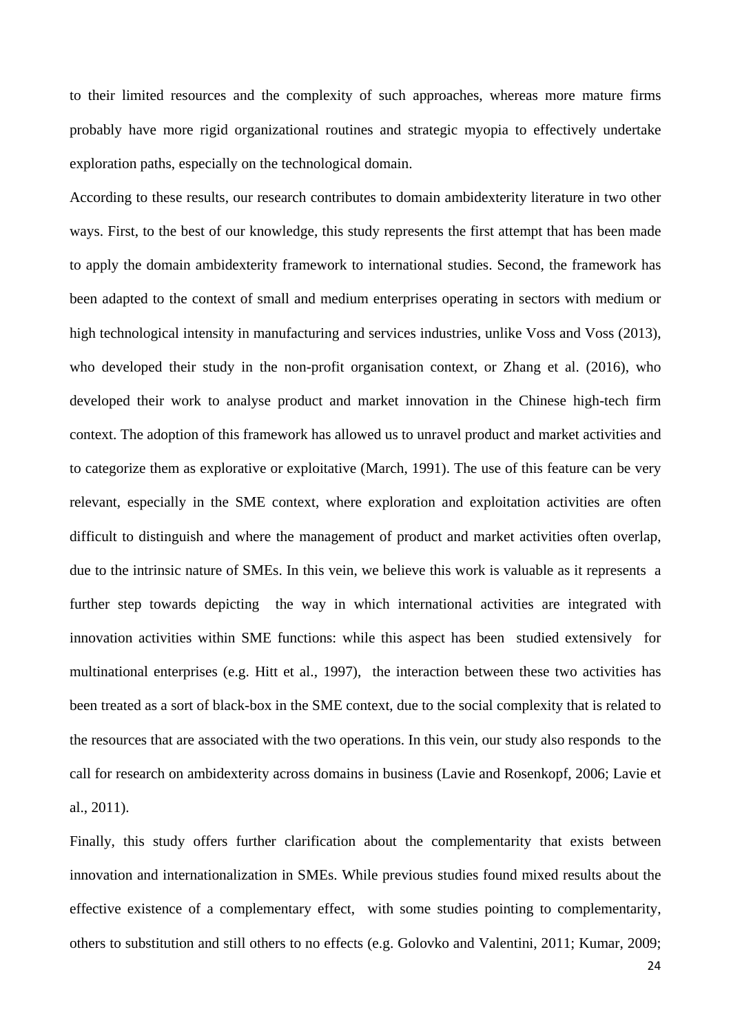to their limited resources and the complexity of such approaches, whereas more mature firms probably have more rigid organizational routines and strategic myopia to effectively undertake exploration paths, especially on the technological domain.

According to these results, our research contributes to domain ambidexterity literature in two other ways. First, to the best of our knowledge, this study represents the first attempt that has been made to apply the domain ambidexterity framework to international studies. Second, the framework has been adapted to the context of small and medium enterprises operating in sectors with medium or high technological intensity in manufacturing and services industries, unlike Voss and Voss (2013), who developed their study in the non-profit organisation context, or Zhang et al. (2016), who developed their work to analyse product and market innovation in the Chinese high-tech firm context. The adoption of this framework has allowed us to unravel product and market activities and to categorize them as explorative or exploitative (March, 1991). The use of this feature can be very relevant, especially in the SME context, where exploration and exploitation activities are often difficult to distinguish and where the management of product and market activities often overlap, due to the intrinsic nature of SMEs. In this vein, we believe this work is valuable as it represents a further step towards depicting the way in which international activities are integrated with innovation activities within SME functions: while this aspect has been studied extensively for multinational enterprises (e.g. Hitt et al., 1997), the interaction between these two activities has been treated as a sort of black-box in the SME context, due to the social complexity that is related to the resources that are associated with the two operations. In this vein, our study also responds to the call for research on ambidexterity across domains in business (Lavie and Rosenkopf, 2006; Lavie et al., 2011).

Finally, this study offers further clarification about the complementarity that exists between innovation and internationalization in SMEs. While previous studies found mixed results about the effective existence of a complementary effect, with some studies pointing to complementarity, others to substitution and still others to no effects (e.g. Golovko and Valentini, 2011; Kumar, 2009;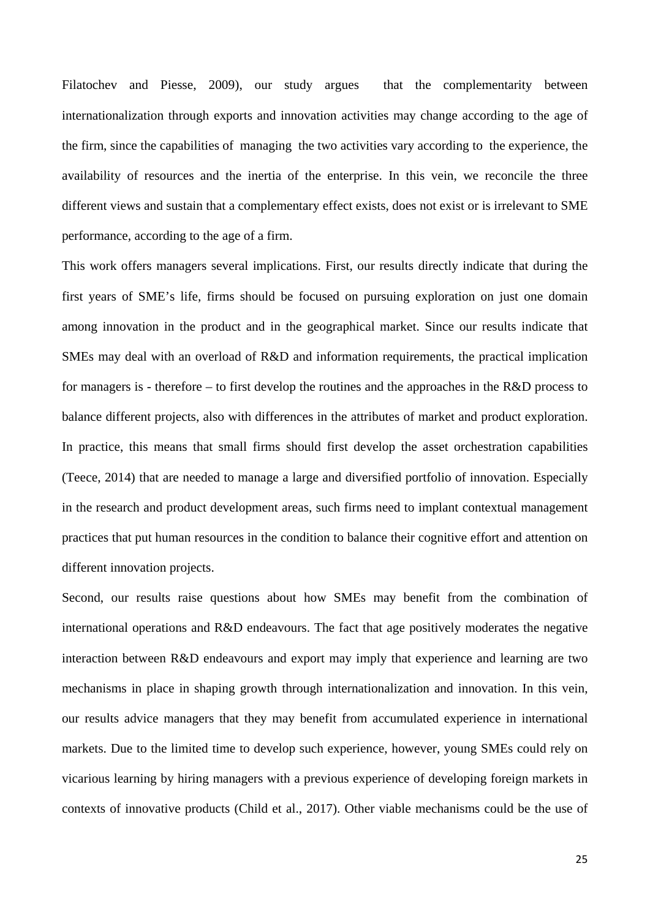Filatochev and Piesse, 2009), our study argues that the complementarity between internationalization through exports and innovation activities may change according to the age of the firm, since the capabilities of managing the two activities vary according to the experience, the availability of resources and the inertia of the enterprise. In this vein, we reconcile the three different views and sustain that a complementary effect exists, does not exist or is irrelevant to SME performance, according to the age of a firm.

This work offers managers several implications. First, our results directly indicate that during the first years of SME's life, firms should be focused on pursuing exploration on just one domain among innovation in the product and in the geographical market. Since our results indicate that SMEs may deal with an overload of R&D and information requirements, the practical implication for managers is - therefore – to first develop the routines and the approaches in the R&D process to balance different projects, also with differences in the attributes of market and product exploration. In practice, this means that small firms should first develop the asset orchestration capabilities (Teece, 2014) that are needed to manage a large and diversified portfolio of innovation. Especially in the research and product development areas, such firms need to implant contextual management practices that put human resources in the condition to balance their cognitive effort and attention on different innovation projects.

Second, our results raise questions about how SMEs may benefit from the combination of international operations and R&D endeavours. The fact that age positively moderates the negative interaction between R&D endeavours and export may imply that experience and learning are two mechanisms in place in shaping growth through internationalization and innovation. In this vein, our results advice managers that they may benefit from accumulated experience in international markets. Due to the limited time to develop such experience, however, young SMEs could rely on vicarious learning by hiring managers with a previous experience of developing foreign markets in contexts of innovative products (Child et al., 2017). Other viable mechanisms could be the use of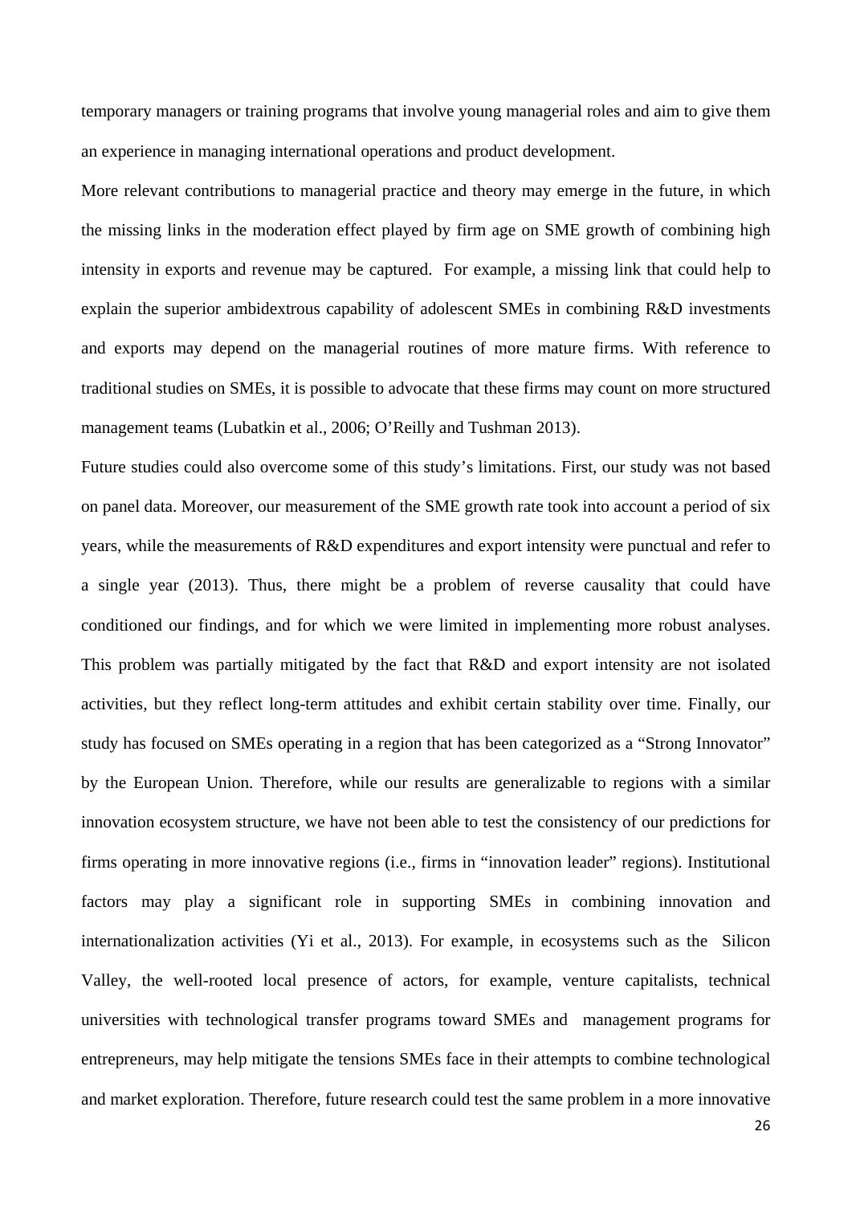temporary managers or training programs that involve young managerial roles and aim to give them an experience in managing international operations and product development.

More relevant contributions to managerial practice and theory may emerge in the future, in which the missing links in the moderation effect played by firm age on SME growth of combining high intensity in exports and revenue may be captured. For example, a missing link that could help to explain the superior ambidextrous capability of adolescent SMEs in combining R&D investments and exports may depend on the managerial routines of more mature firms. With reference to traditional studies on SMEs, it is possible to advocate that these firms may count on more structured management teams (Lubatkin et al., 2006; O'Reilly and Tushman 2013).

Future studies could also overcome some of this study's limitations. First, our study was not based on panel data. Moreover, our measurement of the SME growth rate took into account a period of six years, while the measurements of R&D expenditures and export intensity were punctual and refer to a single year (2013). Thus, there might be a problem of reverse causality that could have conditioned our findings, and for which we were limited in implementing more robust analyses. This problem was partially mitigated by the fact that R&D and export intensity are not isolated activities, but they reflect long-term attitudes and exhibit certain stability over time. Finally, our study has focused on SMEs operating in a region that has been categorized as a "Strong Innovator" by the European Union. Therefore, while our results are generalizable to regions with a similar innovation ecosystem structure, we have not been able to test the consistency of our predictions for firms operating in more innovative regions (i.e., firms in "innovation leader" regions). Institutional factors may play a significant role in supporting SMEs in combining innovation and internationalization activities (Yi et al., 2013). For example, in ecosystems such as the Silicon Valley, the well-rooted local presence of actors, for example, venture capitalists, technical universities with technological transfer programs toward SMEs and management programs for entrepreneurs, may help mitigate the tensions SMEs face in their attempts to combine technological and market exploration. Therefore, future research could test the same problem in a more innovative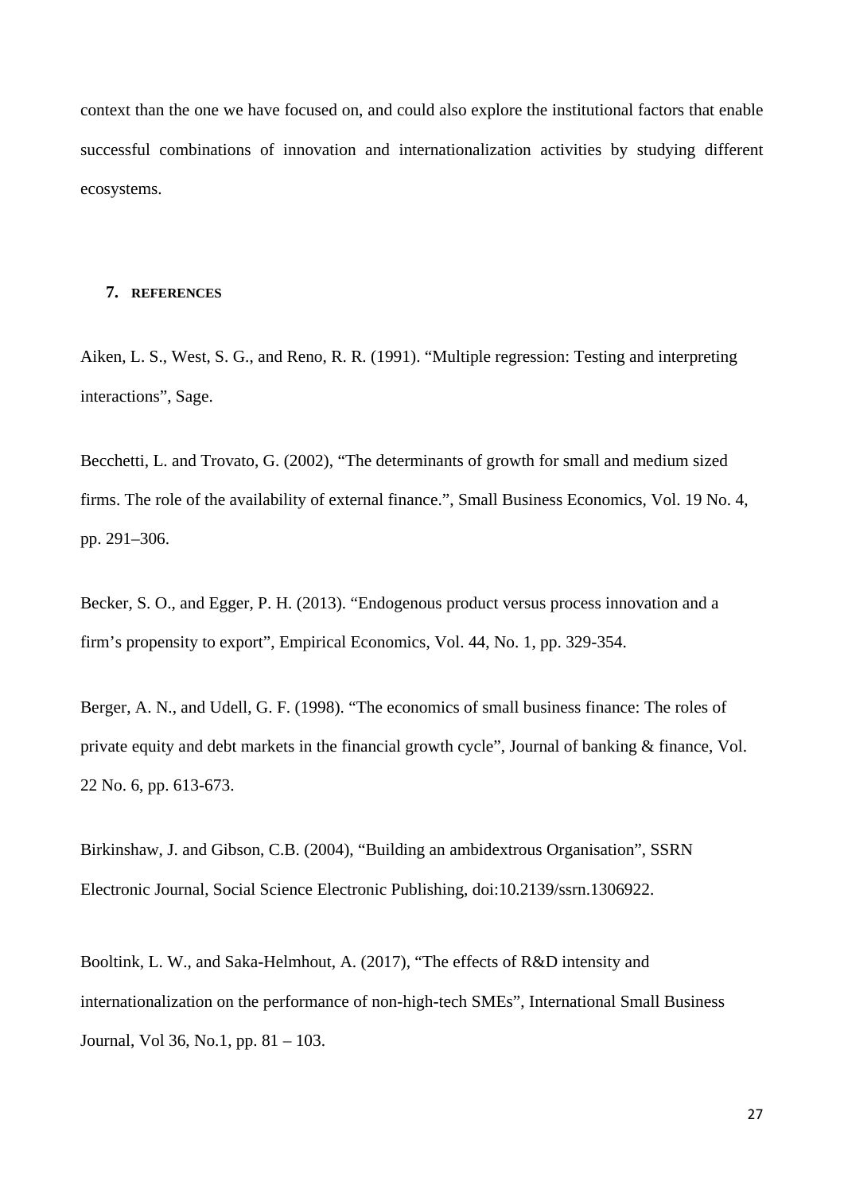context than the one we have focused on, and could also explore the institutional factors that enable successful combinations of innovation and internationalization activities by studying different ecosystems.

## 7. REFERENCES

Aiken, L. S., West, S. G., and Reno, R. R. (1991). “Multiple regression: Testing and interpreting interactions”, Sage.

Becchetti, L. and Trovato, G. (2002), “The determinants of growth for small and medium sized firms. The role of the availability of external finance.”, Small Business Economics, Vol. 19 No. 4, pp. 291–306.

Becker, S. O., and Egger, P. H. (2013). “Endogenous product versus process innovation and a firm’s propensity to export”, Empirical Economics, Vol. 44, No. 1, pp. 329-354.

Berger, A. N., and Udell, G. F. (1998). “The economics of small business finance: The roles of private equity and debt markets in the financial growth cycle”, Journal of banking & finance, Vol. 22 No. 6, pp. 613-673.

Birkinshaw, J. and Gibson, C.B. (2004), “Building an ambidextrous Organisation”, SSRN Electronic Journal, Social Science Electronic Publishing, doi:10.2139/ssrn.1306922.

Booltink, L. W., and Saka-Helmhout, A. (2017), “The effects of R&D intensity and internationalization on the performance of non-high-tech SMEs”, International Small Business Journal, Vol 36, No.1, pp. 81 – 103.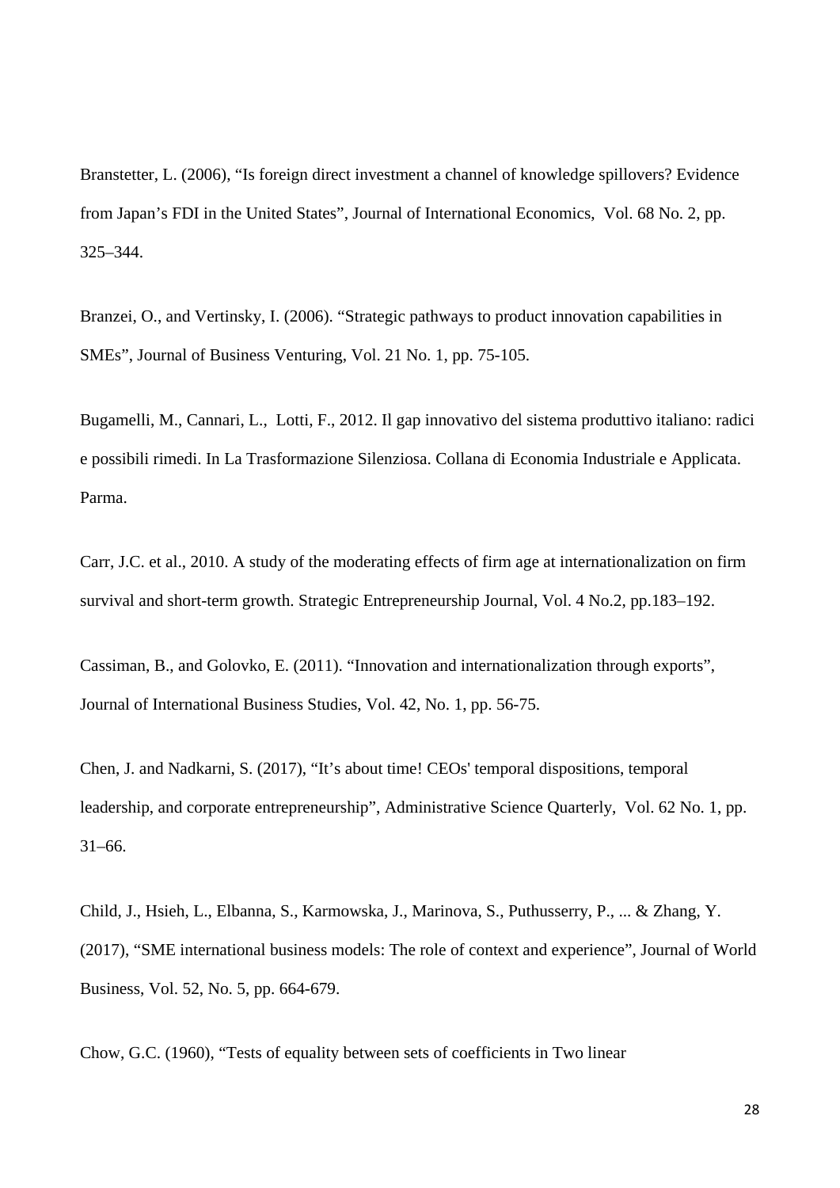Branstetter, L. (2006), “Is foreign direct investment a channel of knowledge spillovers? Evidence from Japan’s FDI in the United States”, Journal of International Economics, Vol. 68 No. 2, pp. 325–344.

Branzei, O., and Vertinsky, I. (2006). “Strategic pathways to product innovation capabilities in SMEs”, Journal of Business Venturing, Vol. 21 No. 1, pp. 75-105.

Bugamelli, M., Cannari, L., Lotti, F., 2012. Il gap innovativo del sistema produttivo italiano: radici e possibili rimedi. In La Trasformazione Silenziosa. Collana di Economia Industriale e Applicata. Parma.

Carr, J.C. et al., 2010. A study of the moderating effects of firm age at internationalization on firm survival and short-term growth. Strategic Entrepreneurship Journal, Vol. 4 No.2, pp.183–192.

Cassiman, B., and Golovko, E. (2011). “Innovation and internationalization through exports”, Journal of International Business Studies, Vol. 42, No. 1, pp. 56-75.

Chen, J. and Nadkarni, S. (2017), “It’s about time! CEOs' temporal dispositions, temporal leadership, and corporate entrepreneurship”, Administrative Science Quarterly, Vol. 62 No. 1, pp. 31–66.

Child, J., Hsieh, L., Elbanna, S., Karmowska, J., Marinova, S., Puthusserry, P., ... & Zhang, Y. (2017), “SME international business models: The role of context and experience”, Journal of World Business, Vol. 52, No. 5, pp. 664-679.

Chow, G.C. (1960), “Tests of equality between sets of coefficients in Two linear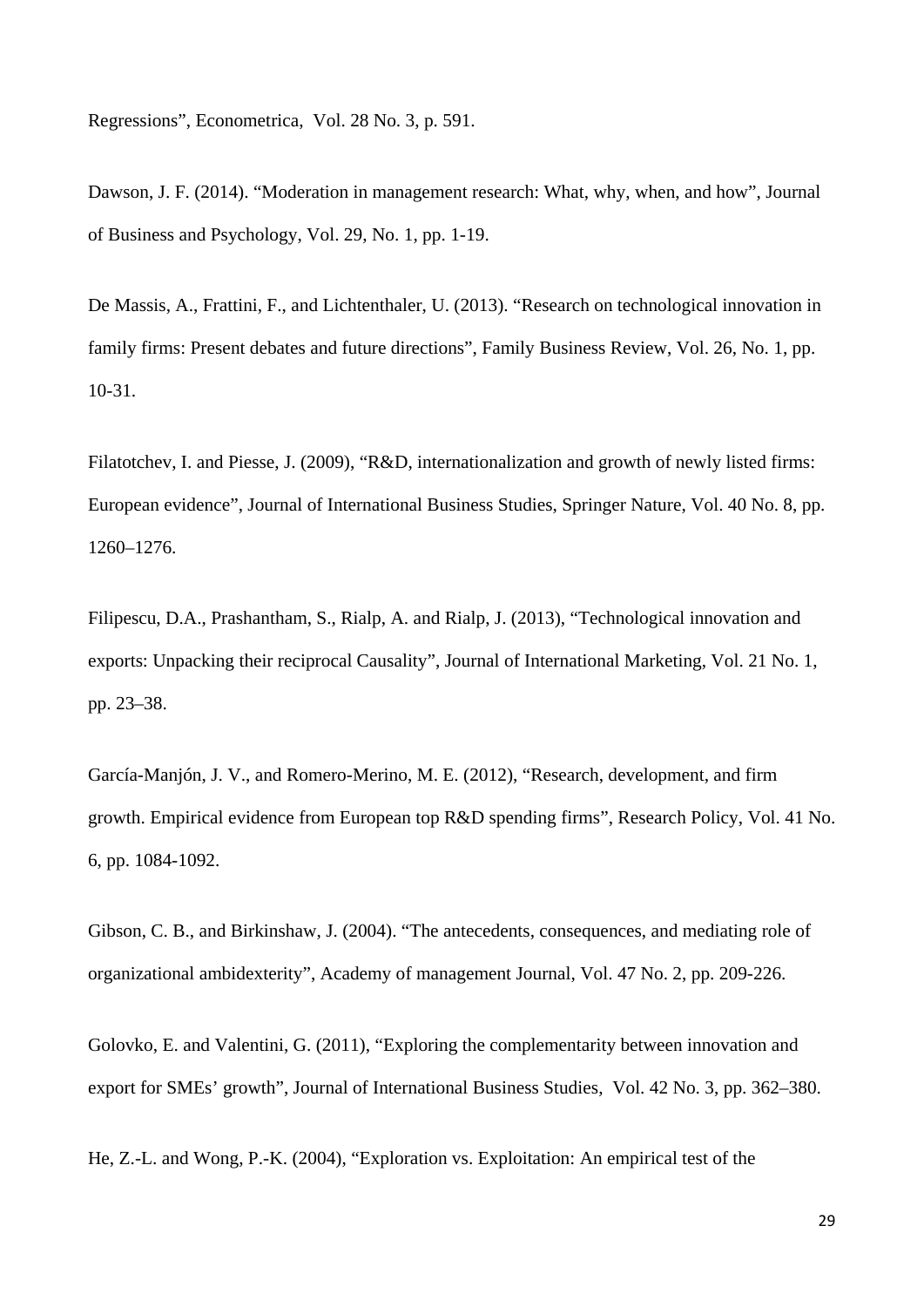Regressions", Econometrica, Vol. 28 No. 3, p. 591.

Dawson, J. F. (2014). "Moderation in management research: What, why, when, and how", Journal of Business and Psychology, Vol. 29, No. 1, pp. 1-19.

De Massis, A., Frattini, F., and Lichtenthaler, U. (2013). "Research on technological innovation in family firms: Present debates and future directions", Family Business Review, Vol. 26, No. 1, pp. 10-31.

Filatotchev, I. and Piesse, J. (2009), "R&D, internationalization and growth of newly listed firms: European evidence", Journal of International Business Studies, Springer Nature, Vol. 40 No. 8, pp. 1260–1276.

Filipescu, D.A., Prashantham, S., Rialp, A. and Rialp, J. (2013), "Technological innovation and exports: Unpacking their reciprocal Causality", Journal of International Marketing, Vol. 21 No. 1, pp. 23–38.

García-Manjón, J. V., and Romero-Merino, M. E. (2012), "Research, development, and firm growth. Empirical evidence from European top R&D spending firms", Research Policy, Vol. 41 No. 6, pp. 1084-1092.

Gibson, C. B., and Birkinshaw, J. (2004). "The antecedents, consequences, and mediating role of organizational ambidexterity", Academy of management Journal, Vol. 47 No. 2, pp. 209-226.

Golovko, E. and Valentini, G. (2011), "Exploring the complementarity between innovation and export for SMEs' growth", Journal of International Business Studies, Vol. 42 No. 3, pp. 362–380.

He, Z.-L. and Wong, P.-K. (2004), "Exploration vs. Exploitation: An empirical test of the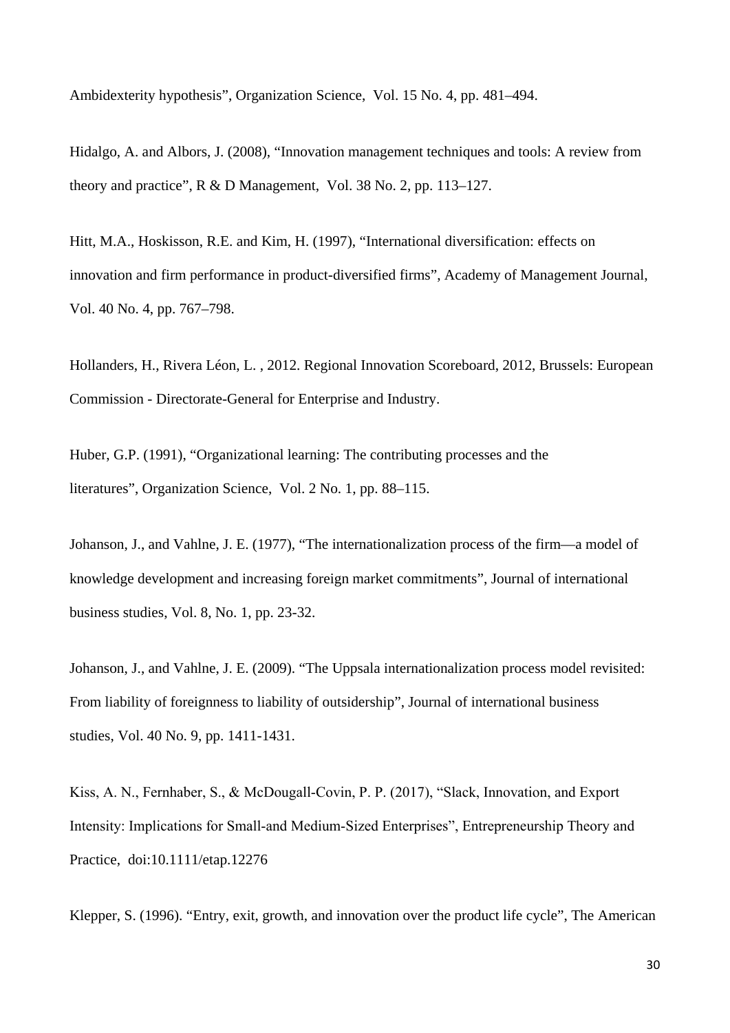Ambidexterity hypothesis", Organization Science, Vol. 15 No. 4, pp. 481–494.

Hidalgo, A. and Albors, J. (2008), "Innovation management techniques and tools: A review from theory and practice", R & D Management, Vol. 38 No. 2, pp. 113–127.

Hitt, M.A., Hoskisson, R.E. and Kim, H. (1997), "International diversification: effects on innovation and firm performance in product-diversified firms", Academy of Management Journal, Vol. 40 No. 4, pp. 767–798.

Hollanders, H., Rivera Léon, L. , 2012. Regional Innovation Scoreboard, 2012, Brussels: European Commission - Directorate-General for Enterprise and Industry.

Huber, G.P. (1991), "Organizational learning: The contributing processes and the literatures", Organization Science, Vol. 2 No. 1, pp. 88–115.

Johanson, J., and Vahlne, J. E. (1977), "The internationalization process of the firm—a model of knowledge development and increasing foreign market commitments", Journal of international business studies, Vol. 8, No. 1, pp. 23-32.

Johanson, J., and Vahlne, J. E. (2009). "The Uppsala internationalization process model revisited: From liability of foreignness to liability of outsidership", Journal of international business studies, Vol. 40 No. 9, pp. 1411-1431.

Kiss, A. N., Fernhaber, S., & McDougall-Covin, P. P. (2017), "Slack, Innovation, and Export Intensity: Implications for Small-and Medium-Sized Enterprises", Entrepreneurship Theory and Practice, doi:10.1111/etap.12276

Klepper, S. (1996). "Entry, exit, growth, and innovation over the product life cycle", The American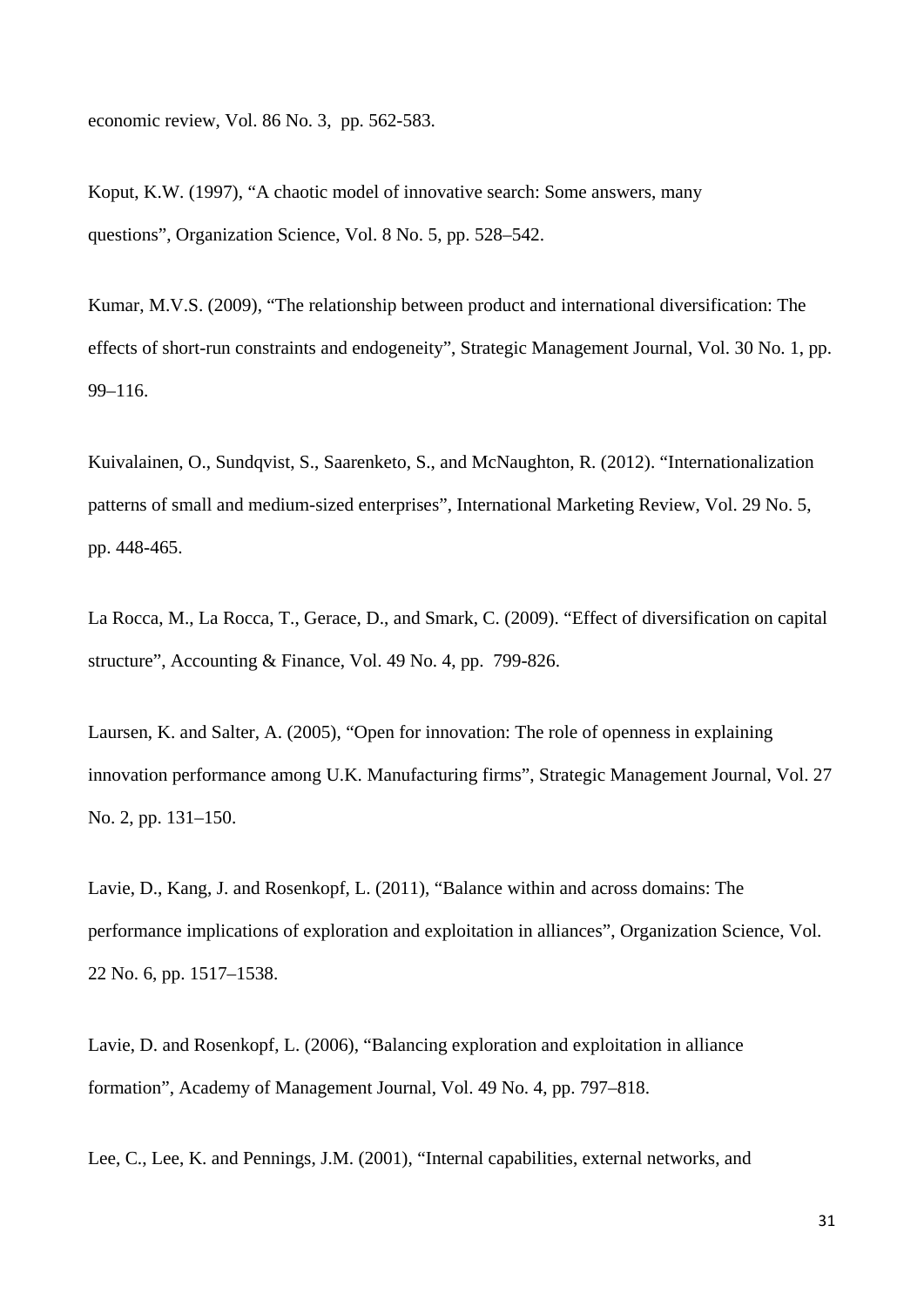economic review, Vol. 86 No. 3, pp. 562-583.

Koput, K.W. (1997), "A chaotic model of innovative search: Some answers, many questions", Organization Science, Vol. 8 No. 5, pp. 528–542.

Kumar, M.V.S. (2009), "The relationship between product and international diversification: The effects of short-run constraints and endogeneity", Strategic Management Journal, Vol. 30 No. 1, pp. 99–116.

Kuivalainen, O., Sundqvist, S., Saarenketo, S., and McNaughton, R. (2012). "Internationalization patterns of small and medium-sized enterprises", International Marketing Review, Vol. 29 No. 5, pp. 448-465.

La Rocca, M., La Rocca, T., Gerace, D., and Smark, C. (2009). "Effect of diversification on capital structure", Accounting & Finance, Vol. 49 No. 4, pp. 799-826.

Laursen, K. and Salter, A. (2005), "Open for innovation: The role of openness in explaining innovation performance among U.K. Manufacturing firms", Strategic Management Journal, Vol. 27 No. 2, pp. 131–150.

Lavie, D., Kang, J. and Rosenkopf, L. (2011), "Balance within and across domains: The performance implications of exploration and exploitation in alliances", Organization Science, Vol. 22 No. 6, pp. 1517–1538.

Lavie, D. and Rosenkopf, L. (2006), "Balancing exploration and exploitation in alliance formation", Academy of Management Journal, Vol. 49 No. 4, pp. 797–818.

Lee, C., Lee, K. and Pennings, J.M. (2001), "Internal capabilities, external networks, and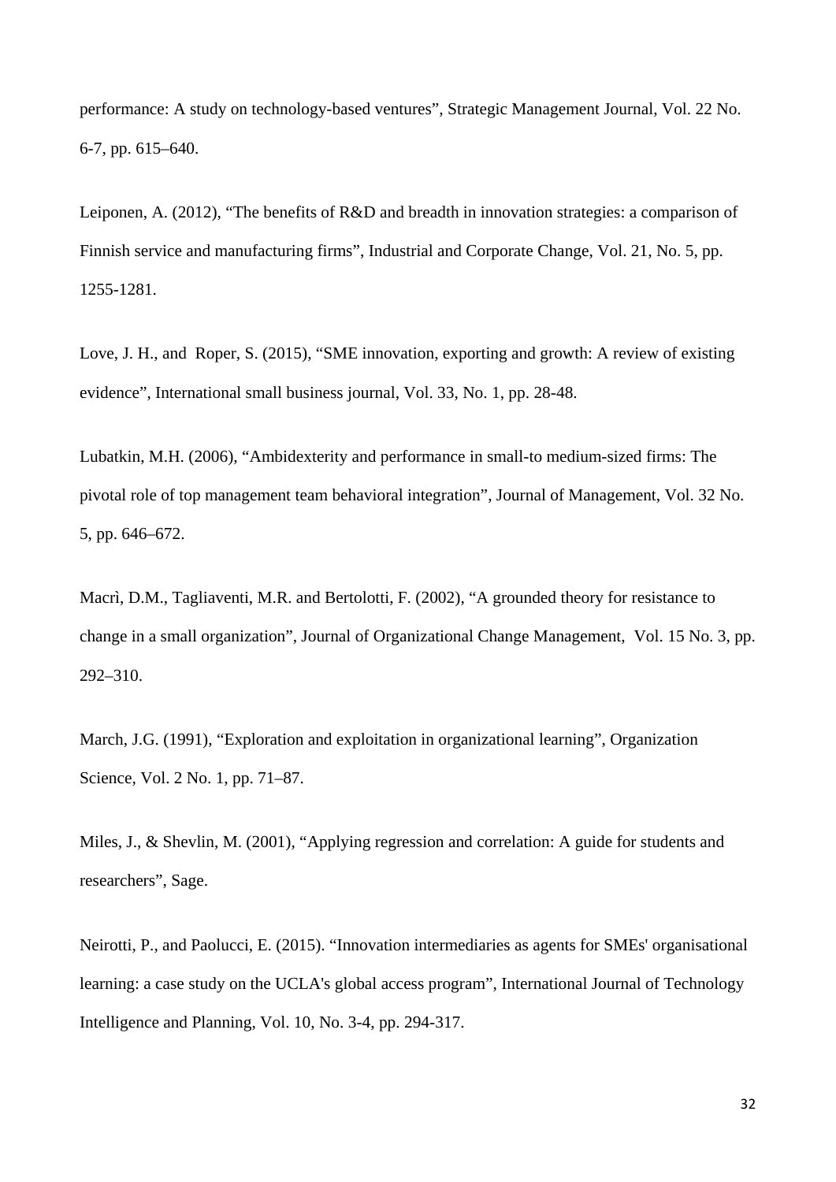performance: A study on technology-based ventures", Strategic Management Journal, Vol. 22 No. 6-7, pp. 615–640.

Leiponen, A. (2012), "The benefits of R&D and breadth in innovation strategies: a comparison of Finnish service and manufacturing firms", Industrial and Corporate Change, Vol. 21, No. 5, pp. 1255-1281.

Love, J. H., and  Roper, S. (2015), "SME innovation, exporting and growth: A review of existing evidence", International small business journal, Vol. 33, No. 1, pp. 28-48.

Lubatkin, M.H. (2006), "Ambidexterity and performance in small-to medium-sized firms: The pivotal role of top management team behavioral integration", Journal of Management, Vol. 32 No. 5, pp. 646–672.

Macrì, D.M., Tagliaventi, M.R. and Bertolotti, F. (2002), "A grounded theory for resistance to change in a small organization", Journal of Organizational Change Management,  Vol. 15 No. 3, pp. 292–310.

March, J.G. (1991), "Exploration and exploitation in organizational learning", Organization Science, Vol. 2 No. 1, pp. 71–87.

Miles, J., & Shevlin, M. (2001), "Applying regression and correlation: A guide for students and researchers", Sage.

Neirotti, P., and Paolucci, E. (2015). "Innovation intermediaries as agents for SMEs' organisational learning: a case study on the UCLA's global access program", International Journal of Technology Intelligence and Planning, Vol. 10, No. 3-4, pp. 294-317.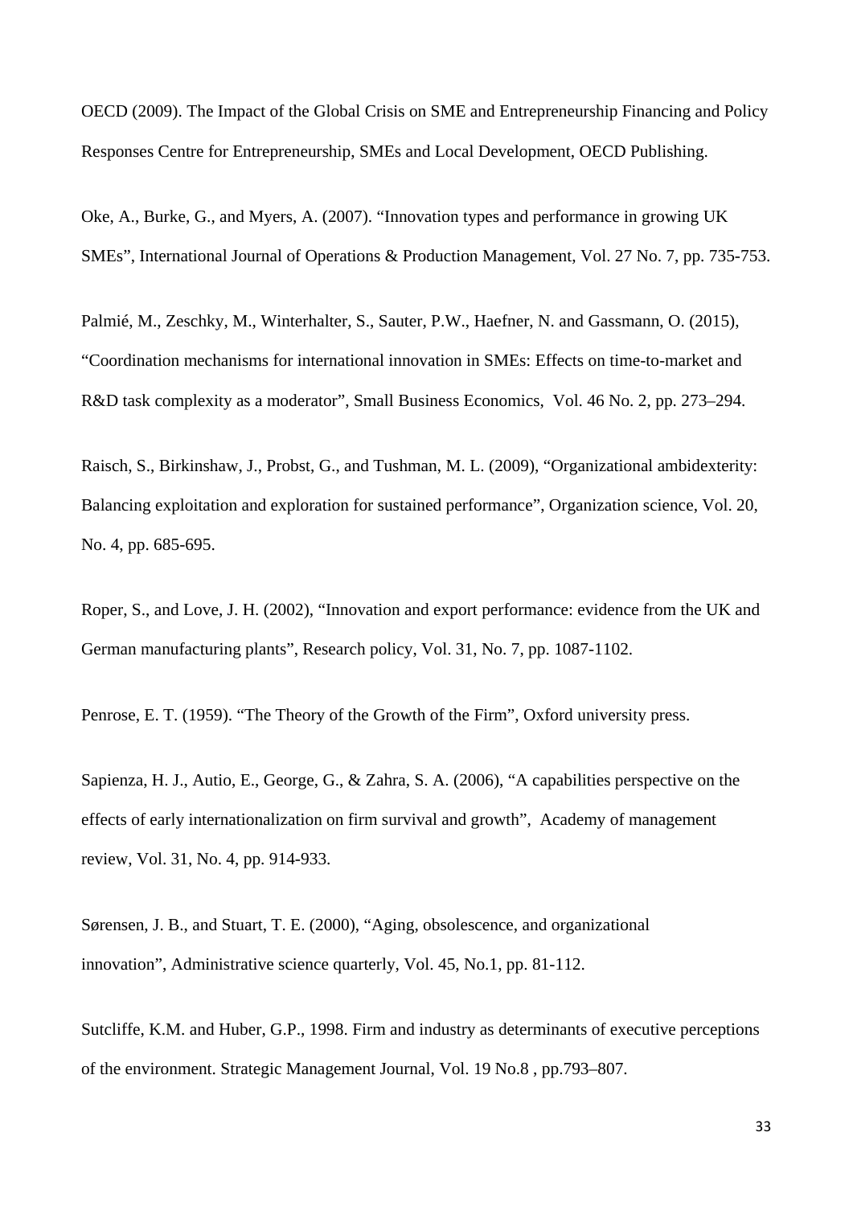OECD (2009). The Impact of the Global Crisis on SME and Entrepreneurship Financing and Policy Responses Centre for Entrepreneurship, SMEs and Local Development, OECD Publishing.

Oke, A., Burke, G., and Myers, A. (2007). "Innovation types and performance in growing UK SMEs", International Journal of Operations & Production Management, Vol. 27 No. 7, pp. 735-753.

Palmié, M., Zeschky, M., Winterhalter, S., Sauter, P.W., Haefner, N. and Gassmann, O. (2015), "Coordination mechanisms for international innovation in SMEs: Effects on time-to-market and R&D task complexity as a moderator", Small Business Economics, Vol. 46 No. 2, pp. 273–294.

Raisch, S., Birkinshaw, J., Probst, G., and Tushman, M. L. (2009), "Organizational ambidexterity: Balancing exploitation and exploration for sustained performance", Organization science, Vol. 20, No. 4, pp. 685-695.

Roper, S., and Love, J. H. (2002), "Innovation and export performance: evidence from the UK and German manufacturing plants", Research policy, Vol. 31, No. 7, pp. 1087-1102.

Penrose, E. T. (1959). "The Theory of the Growth of the Firm", Oxford university press.

Sapienza, H. J., Autio, E., George, G., & Zahra, S. A. (2006), "A capabilities perspective on the effects of early internationalization on firm survival and growth", Academy of management review, Vol. 31, No. 4, pp. 914-933.

Sørensen, J. B., and Stuart, T. E. (2000), "Aging, obsolescence, and organizational innovation", Administrative science quarterly, Vol. 45, No.1, pp. 81-112.

Sutcliffe, K.M. and Huber, G.P., 1998. Firm and industry as determinants of executive perceptions of the environment. Strategic Management Journal, Vol. 19 No.8 , pp.793–807.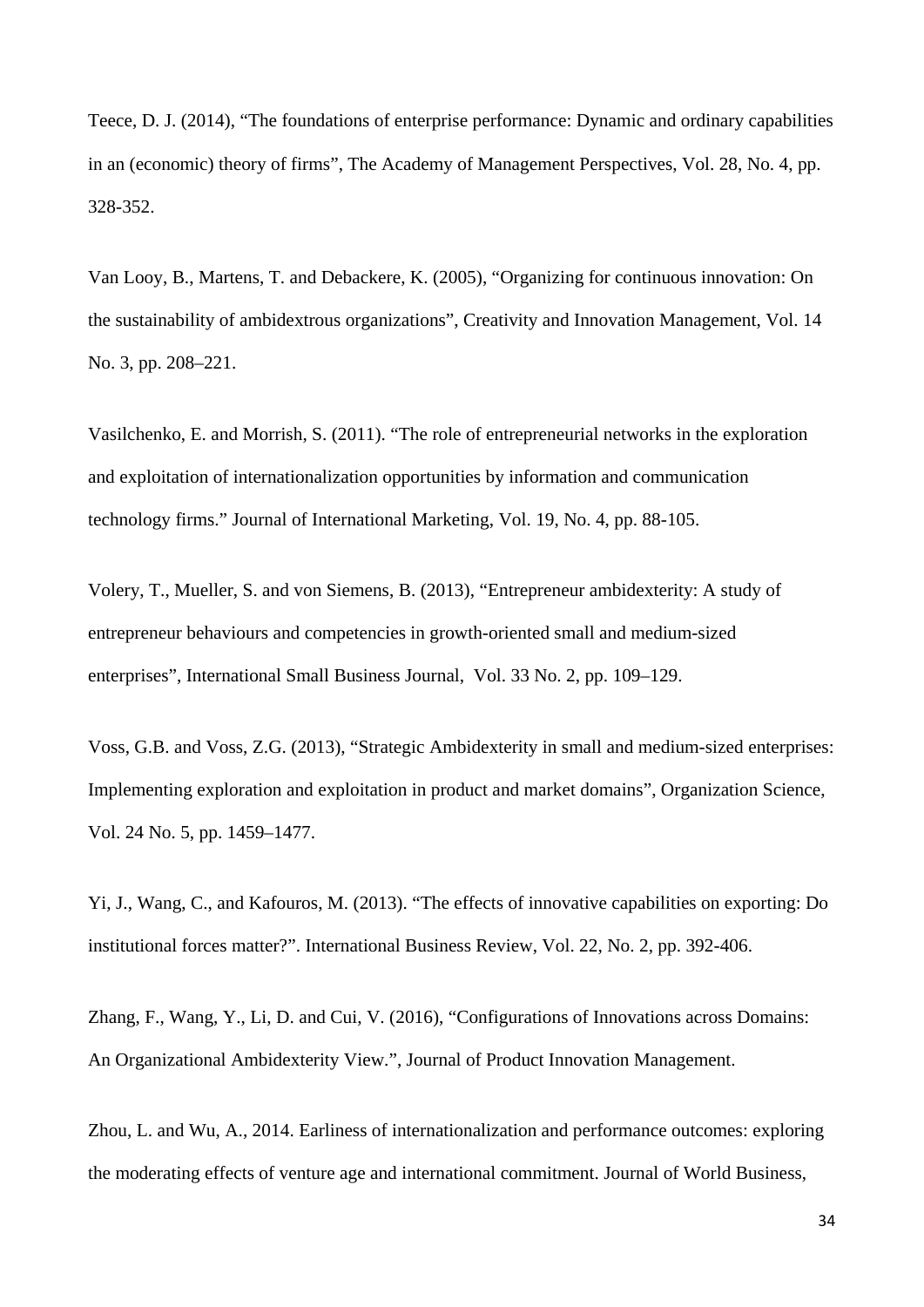Teece, D. J. (2014), “The foundations of enterprise performance: Dynamic and ordinary capabilities in an (economic) theory of firms”, The Academy of Management Perspectives, Vol. 28, No. 4, pp. 328-352.

Van Looy, B., Martens, T. and Debackere, K. (2005), “Organizing for continuous innovation: On the sustainability of ambidextrous organizations”, Creativity and Innovation Management, Vol. 14 No. 3, pp. 208–221.

Vasilchenko, E. and Morrish, S. (2011). “The role of entrepreneurial networks in the exploration and exploitation of internationalization opportunities by information and communication technology firms.” Journal of International Marketing, Vol. 19, No. 4, pp. 88-105.

Volery, T., Mueller, S. and von Siemens, B. (2013), “Entrepreneur ambidexterity: A study of entrepreneur behaviours and competencies in growth-oriented small and medium-sized enterprises”, International Small Business Journal, Vol. 33 No. 2, pp. 109–129.

Voss, G.B. and Voss, Z.G. (2013), “Strategic Ambidexterity in small and medium-sized enterprises: Implementing exploration and exploitation in product and market domains”, Organization Science, Vol. 24 No. 5, pp. 1459–1477.

Yi, J., Wang, C., and Kafouros, M. (2013). “The effects of innovative capabilities on exporting: Do institutional forces matter?”. International Business Review, Vol. 22, No. 2, pp. 392-406.

Zhang, F., Wang, Y., Li, D. and Cui, V. (2016), “Configurations of Innovations across Domains: An Organizational Ambidexterity View.”, Journal of Product Innovation Management.

Zhou, L. and Wu, A., 2014. Earliness of internationalization and performance outcomes: exploring the moderating effects of venture age and international commitment. Journal of World Business,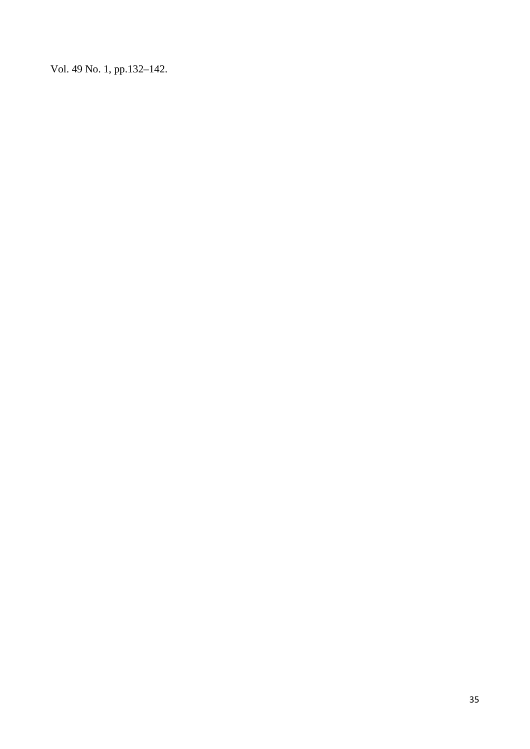Vol. 49 No. 1, pp.132–142.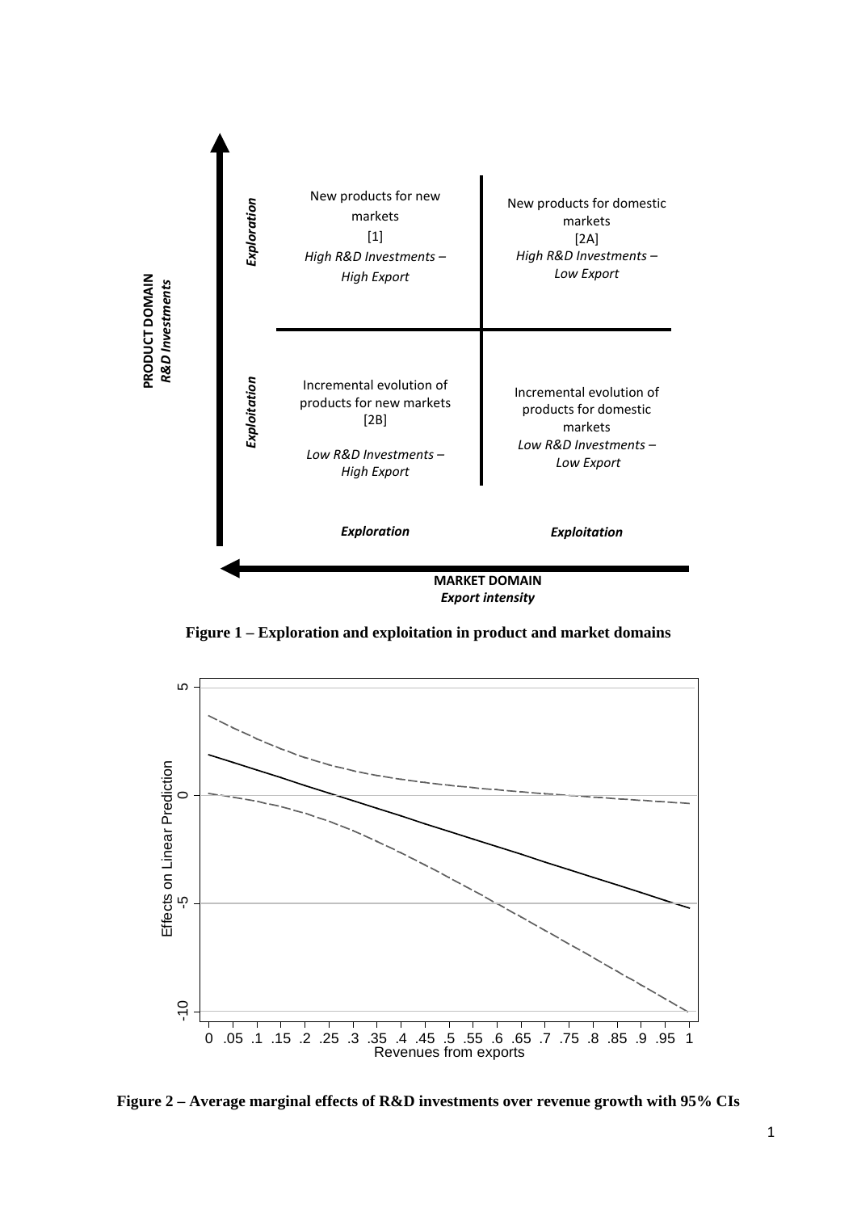PRODUCT DOMAIN
*R&D Investments*

| | Exploration (Market domain) | Exploitation (Market domain) |
|---|---|---|
| ***Exploration*** (Product domain) | New products for new markets [1] *High R&D Investments – High Export* | New products for domestic markets [2A] *High R&D Investments – Low Export* |
| ***Exploitation*** (Product domain) | Incremental evolution of products for new markets [2B] *Low R&D Investments – High Export* | Incremental evolution of products for domestic markets *Low R&D Investments – Low Export* |

MARKET DOMAIN
*Export intensity*

**Figure 1 – Exploration and exploitation in product and market domains**

Effects on Linear Prediction

Revenues from exports

**Figure 2 – Average marginal effects of R&D investments over revenue growth with 95% CIs**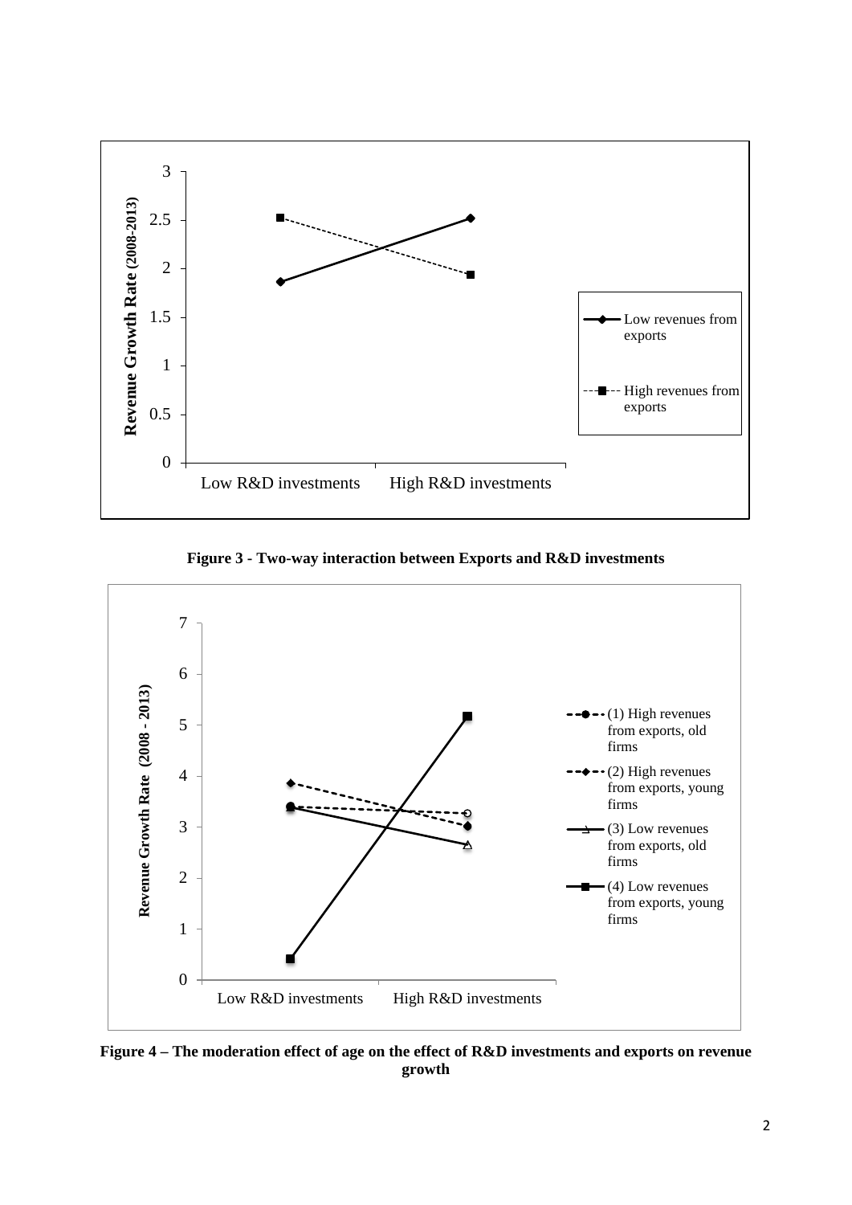**Figure 3 - Two-way interaction between Exports and R&D investments**

**Figure 4 – The moderation effect of age on the effect of R&D investments and exports on revenue growth**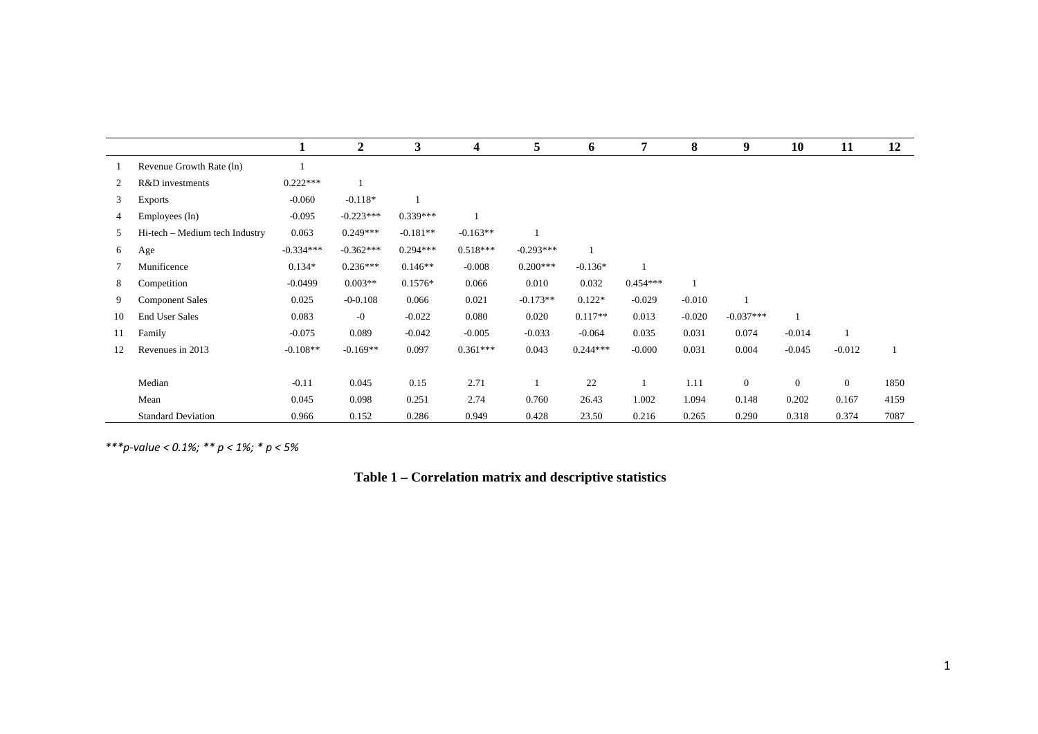| | | 1 | 2 | 3 | 4 | 5 | 6 | 7 | 8 | 9 | 10 | 11 | 12 |
|---|---|---|---|---|---|---|---|---|---|---|---|---|---|
| 1 | Revenue Growth Rate (ln) | 1 | | | | | | | | | | | |
| 2 | R&D investments | 0.222*** | 1 | | | | | | | | | | |
| 3 | Exports | -0.060 | -0.118* | 1 | | | | | | | | | |
| 4 | Employees (ln) | -0.095 | -0.223*** | 0.339*** | 1 | | | | | | | | |
| 5 | Hi-tech – Medium tech Industry | 0.063 | 0.249*** | -0.181** | -0.163** | 1 | | | | | | | |
| 6 | Age | -0.334*** | -0.362*** | 0.294*** | 0.518*** | -0.293*** | 1 | | | | | | |
| 7 | Munificence | 0.134* | 0.236*** | 0.146** | -0.008 | 0.200*** | -0.136* | 1 | | | | | |
| 8 | Competition | -0.0499 | 0.003** | 0.1576* | 0.066 | 0.010 | 0.032 | 0.454*** | 1 | | | | |
| 9 | Component Sales | 0.025 | -0-0.108 | 0.066 | 0.021 | -0.173** | 0.122* | -0.029 | -0.010 | 1 | | | |
| 10 | End User Sales | 0.083 | -0 | -0.022 | 0.080 | 0.020 | 0.117** | 0.013 | -0.020 | -0.037*** | 1 | | |
| 11 | Family | -0.075 | 0.089 | -0.042 | -0.005 | -0.033 | -0.064 | 0.035 | 0.031 | 0.074 | -0.014 | 1 | |
| 12 | Revenues in 2013 | -0.108** | -0.169** | 0.097 | 0.361*** | 0.043 | 0.244*** | -0.000 | 0.031 | 0.004 | -0.045 | -0.012 | 1 |
| | Median | -0.11 | 0.045 | 0.15 | 2.71 | 1 | 22 | 1 | 1.11 | 0 | 0 | 0 | 1850 |
| | Mean | 0.045 | 0.098 | 0.251 | 2.74 | 0.760 | 26.43 | 1.002 | 1.094 | 0.148 | 0.202 | 0.167 | 4159 |
| | Standard Deviation | 0.966 | 0.152 | 0.286 | 0.949 | 0.428 | 23.50 | 0.216 | 0.265 | 0.290 | 0.318 | 0.374 | 7087 |

*\*\*\*p-value < 0.1%; \*\* p < 1%; \* p < 5%*

**Table 1 – Correlation matrix and descriptive statistics**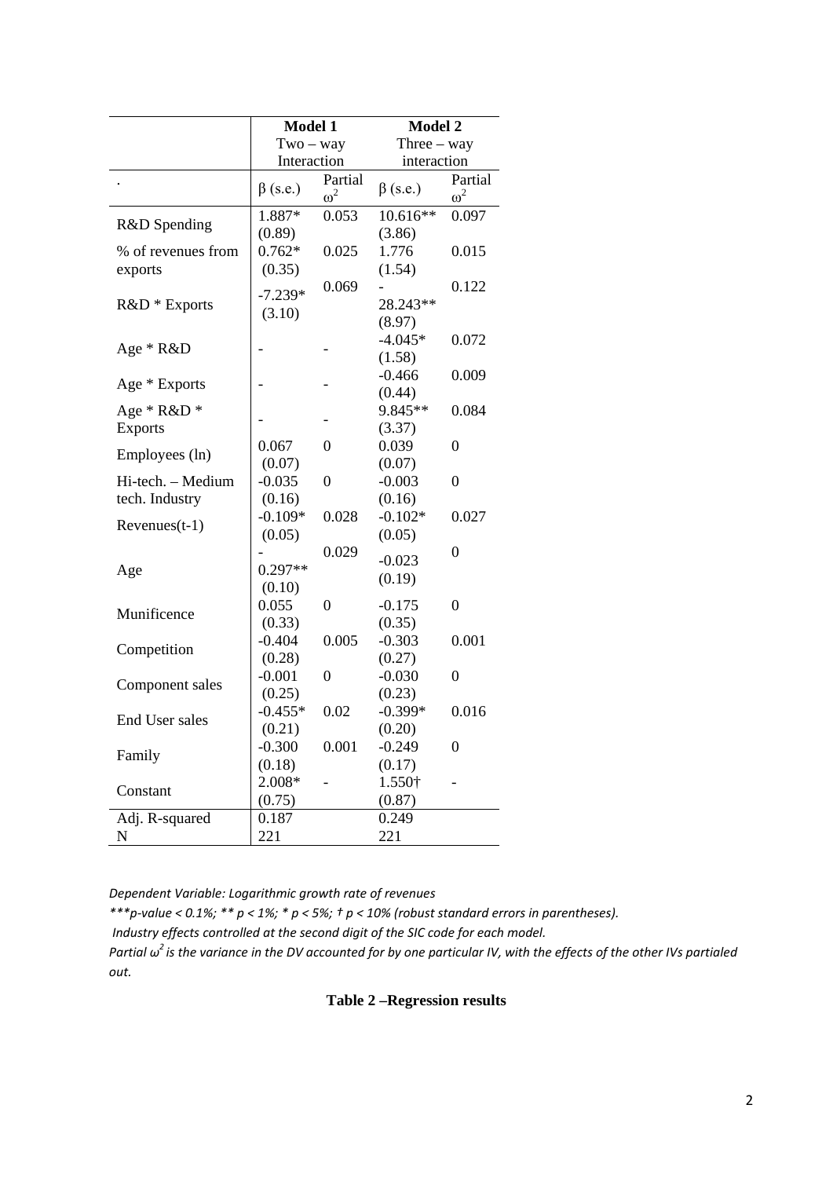| | Model 1 Two – way Interaction | | Model 2 Three – way interaction | |
|---|---|---|---|---|
| . | β (s.e.) | Partial $\omega^2$ | β (s.e.) | Partial $\omega^2$ |
| R&D Spending | 1.887* (0.89) | 0.053 | 10.616** (3.86) | 0.097 |
| % of revenues from exports | 0.762* (0.35) | 0.025 | 1.776 (1.54) | 0.015 |
| R&D * Exports | -7.239* (3.10) | 0.069 | -28.243** (8.97) | 0.122 |
| Age * R&D | - | - | -4.045* (1.58) | 0.072 |
| Age * Exports | - | - | -0.466 (0.44) | 0.009 |
| Age * R&D * Exports | - | - | 9.845** (3.37) | 0.084 |
| Employees (ln) | 0.067 (0.07) | 0 | 0.039 (0.07) | 0 |
| Hi-tech. – Medium tech. Industry | -0.035 (0.16) | 0 | -0.003 (0.16) | 0 |
| Revenues(t-1) | -0.109* (0.05) | 0.028 | -0.102* (0.05) | 0.027 |
| Age | -0.297** (0.10) | 0.029 | -0.023 (0.19) | 0 |
| Munificence | 0.055 (0.33) | 0 | -0.175 (0.35) | 0 |
| Competition | -0.404 (0.28) | 0.005 | -0.303 (0.27) | 0.001 |
| Component sales | -0.001 (0.25) | 0 | -0.030 (0.23) | 0 |
| End User sales | -0.455* (0.21) | 0.02 | -0.399* (0.20) | 0.016 |
| Family | -0.300 (0.18) | 0.001 | -0.249 (0.17) | 0 |
| Constant | 2.008* (0.75) | - | 1.550† (0.87) | - |
| Adj. R-squared | 0.187 | | 0.249 | |
| N | 221 | | 221 | |

*Dependent Variable: Logarithmic growth rate of revenues*

*\*\*\*p-value < 0.1%; \*\* p < 1%; \* p < 5%; † p < 10% (robust standard errors in parentheses).*

*Industry effects controlled at the second digit of the SIC code for each model.*

*Partial $\omega^2$ is the variance in the DV accounted for by one particular IV, with the effects of the other IVs partialed out.*

**Table 2 –Regression results**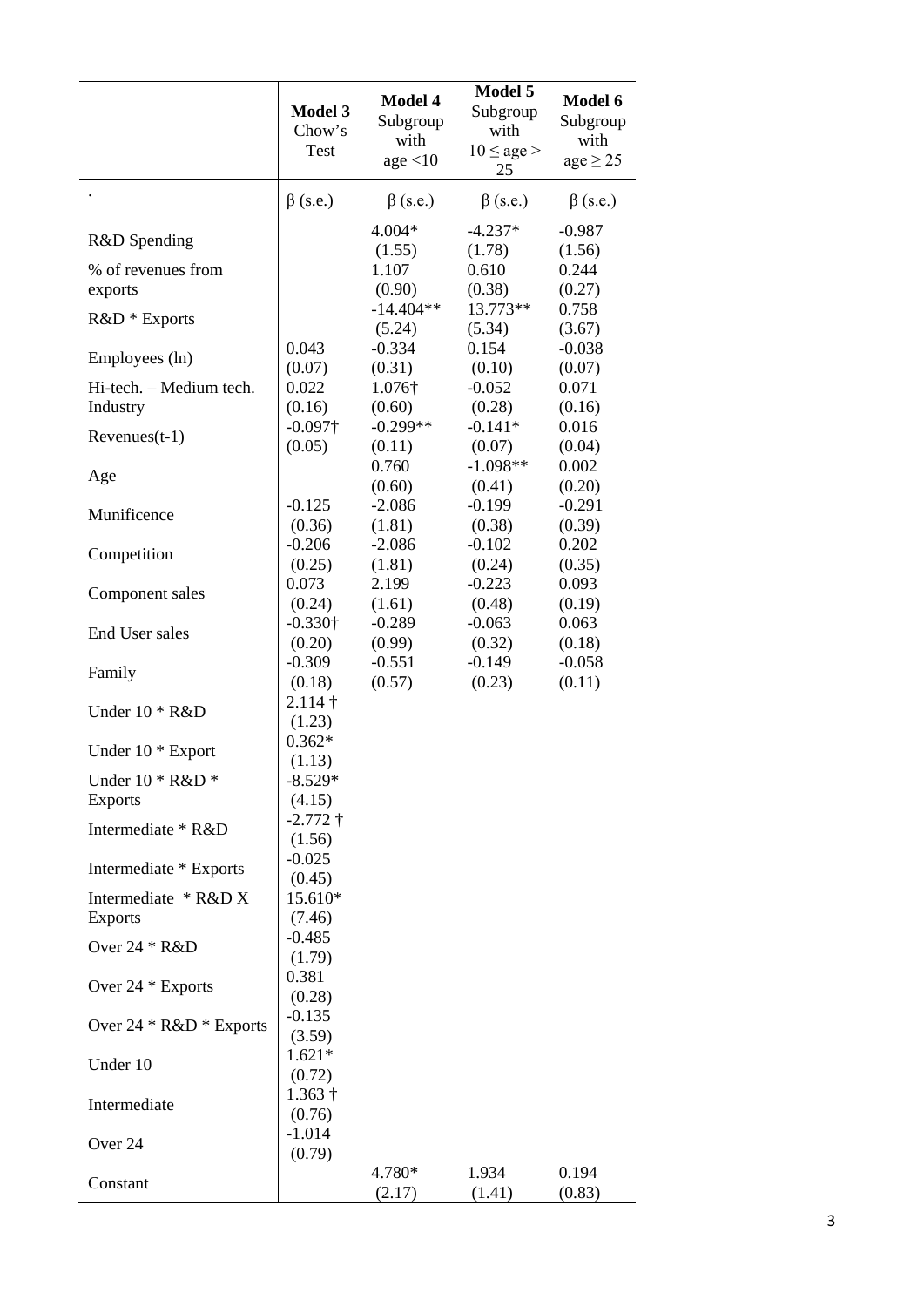| | **Model 3** Chow's Test | **Model 4** Subgroup with age <10 | **Model 5** Subgroup with $10 \leq$ age > 25 | **Model 6** Subgroup with age $\geq 25$ |
|---|---|---|---|---|
| . | β (s.e.) | β (s.e.) | β (s.e.) | β (s.e.) |
| R&D Spending | | 4.004* (1.55) | -4.237* (1.78) | -0.987 (1.56) |
| % of revenues from exports | | 1.107 (0.90) | 0.610 (0.38) | 0.244 (0.27) |
| R&D * Exports | | -14.404** (5.24) | 13.773** (5.34) | 0.758 (3.67) |
| Employees (ln) | 0.043 (0.07) | -0.334 (0.31) | 0.154 (0.10) | -0.038 (0.07) |
| Hi-tech. – Medium tech. Industry | 0.022 (0.16) | 1.076† (0.60) | -0.052 (0.28) | 0.071 (0.16) |
| Revenues(t-1) | -0.097† (0.05) | -0.299** (0.11) | -0.141* (0.07) | 0.016 (0.04) |
| Age | | 0.760 (0.60) | -1.098** (0.41) | 0.002 (0.20) |
| Munificence | -0.125 (0.36) | -2.086 (1.81) | -0.199 (0.38) | -0.291 (0.39) |
| Competition | -0.206 (0.25) | -2.086 (1.81) | -0.102 (0.24) | 0.202 (0.35) |
| Component sales | 0.073 (0.24) | 2.199 (1.61) | -0.223 (0.48) | 0.093 (0.19) |
| End User sales | -0.330† (0.20) | -0.289 (0.99) | -0.063 (0.32) | 0.063 (0.18) |
| Family | -0.309 (0.18) | -0.551 (0.57) | -0.149 (0.23) | -0.058 (0.11) |
| Under 10 * R&D | 2.114 † (1.23) | | | |
| Under 10 * Export | 0.362* (1.13) | | | |
| Under 10 * R&D * Exports | -8.529* (4.15) | | | |
| Intermediate * R&D | -2.772 † (1.56) | | | |
| Intermediate * Exports | -0.025 (0.45) | | | |
| Intermediate * R&D X Exports | 15.610* (7.46) | | | |
| Over 24 * R&D | -0.485 (1.79) | | | |
| Over 24 * Exports | 0.381 (0.28) | | | |
| Over 24 * R&D * Exports | -0.135 (3.59) | | | |
| Under 10 | 1.621* (0.72) | | | |
| Intermediate | 1.363 † (0.76) | | | |
| Over 24 | -1.014 (0.79) | | | |
| Constant | | 4.780* (2.17) | 1.934 (1.41) | 0.194 (0.83) |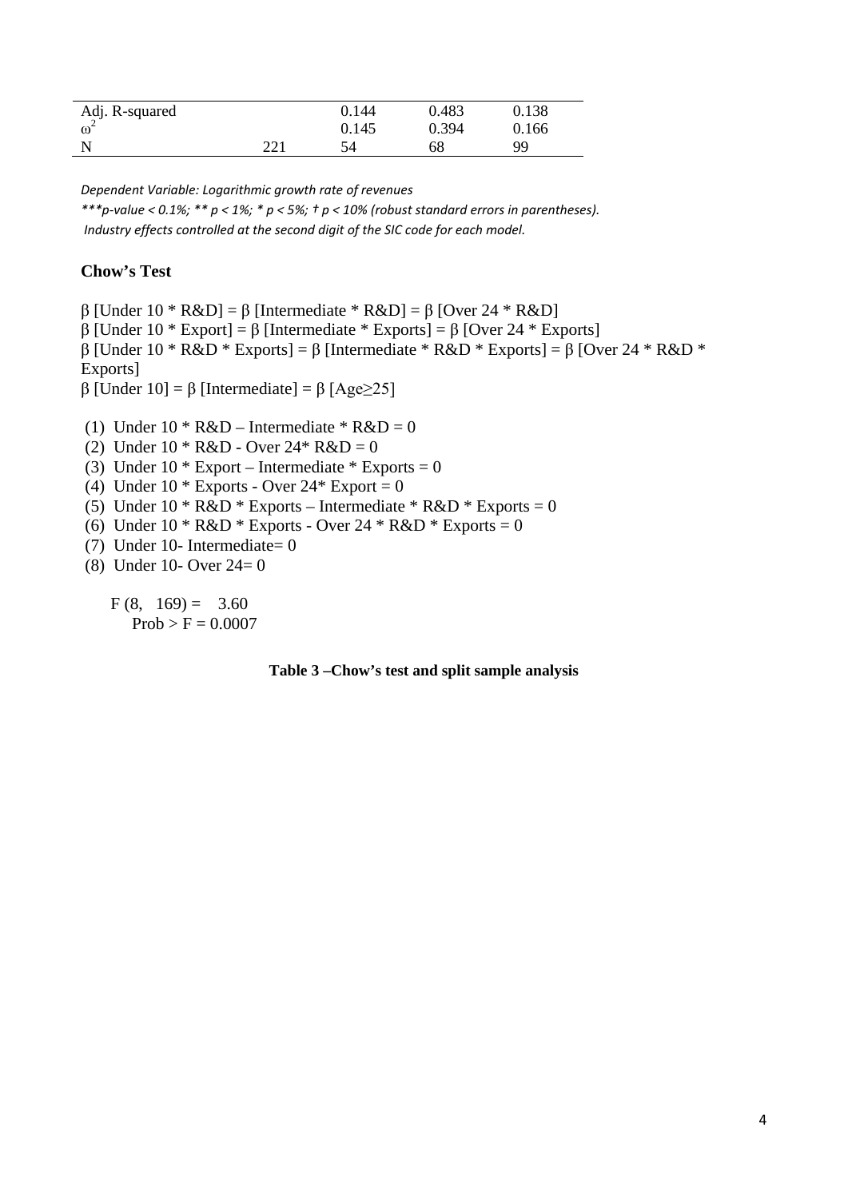| | | | | |
|---|---|---|---|---|
| Adj. R-squared | | 0.144 | 0.483 | 0.138 |
| $\omega^2$ | | 0.145 | 0.394 | 0.166 |
| N | 221 | 54 | 68 | 99 |

*Dependent Variable: Logarithmic growth rate of revenues*

*\*\*\*p-value < 0.1%; \*\* p < 1%; \* p < 5%; † p < 10% (robust standard errors in parentheses).*

*Industry effects controlled at the second digit of the SIC code for each model.*

**Chow's Test**

β [Under 10 * R&D] = β [Intermediate * R&D] = β [Over 24 * R&D]
β [Under 10 * Export] = β [Intermediate * Exports] = β [Over 24 * Exports]
β [Under 10 * R&D * Exports] = β [Intermediate * R&D * Exports] = β [Over 24 * R&D * Exports]
β [Under 10] = β [Intermediate] = β [Age≥25]

(1) Under 10 * R&D – Intermediate * R&D = 0
(2) Under 10 * R&D - Over 24* R&D = 0
(3) Under 10 * Export – Intermediate * Exports = 0
(4) Under 10 * Exports - Over 24* Export = 0
(5) Under 10 * R&D * Exports – Intermediate * R&D * Exports = 0
(6) Under 10 * R&D * Exports - Over 24 * R&D * Exports = 0
(7) Under 10- Intermediate= 0
(8) Under 10- Over 24= 0

$F(8, 169) = 3.60$
$Prob > F = 0.0007$

**Table 3 –Chow's test and split sample analysis**